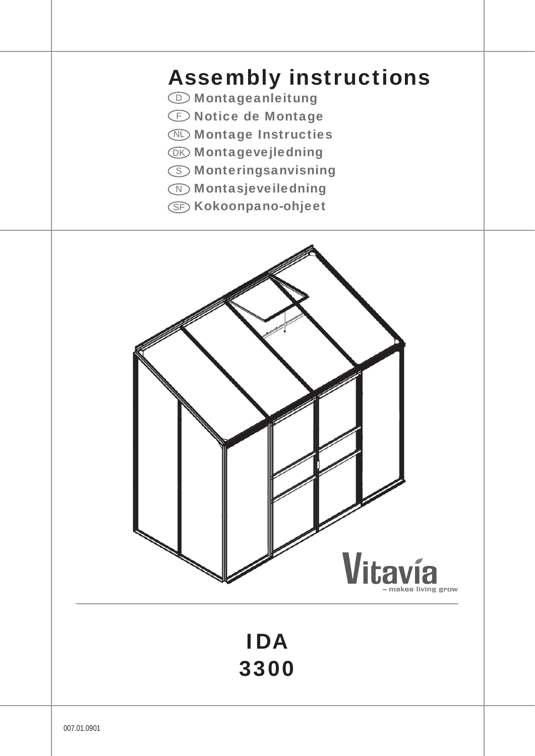# Assembly instructions

D Montageanleitung

F Notice de Montage

NL Montage Instructies

DK Montagevejledning

S Monteringsanvisning

N Montasjeveiledning

SF Kokoonpano-ohjeet

Vitavia – makes living grow

## IDA 3300

007.01.0901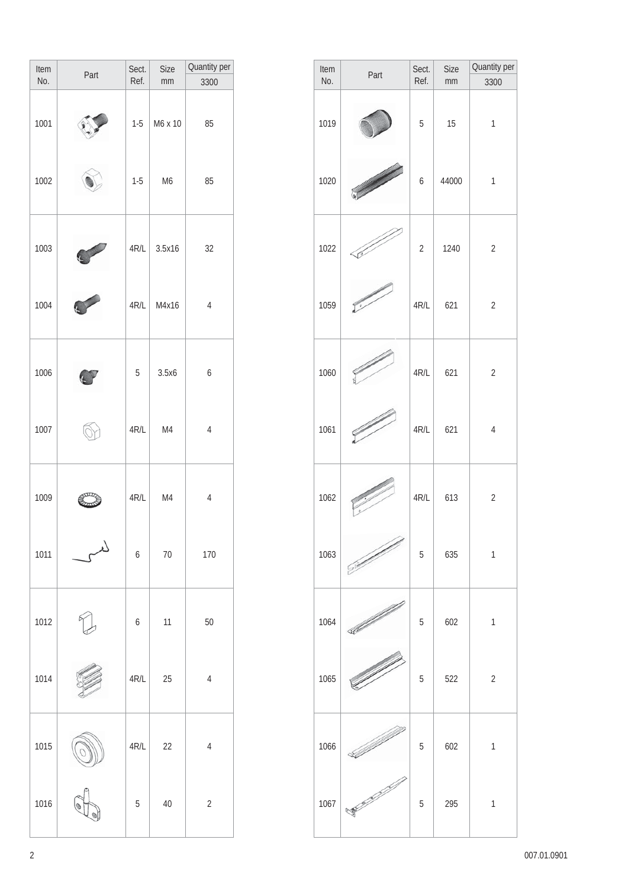| Item No. | Part | Sect. Ref. | Size mm | Quantity per 3300 |
|---|---|---|---|---|
| 1001 | | 1-5 | M6 x 10 | 85 |
| 1002 | | 1-5 | M6 | 85 |
| 1003 | | 4R/L | 3.5x16 | 32 |
| 1004 | | 4R/L | M4x16 | 4 |
| 1006 | | 5 | 3.5x6 | 6 |
| 1007 | | 4R/L | M4 | 4 |
| 1009 | | 4R/L | M4 | 4 |
| 1011 | | 6 | 70 | 170 |
| 1012 | | 6 | 11 | 50 |
| 1014 | | 4R/L | 25 | 4 |
| 1015 | | 4R/L | 22 | 4 |
| 1016 | | 5 | 40 | 2 |

| Item No. | Part | Sect. Ref. | Size mm | Quantity per 3300 |
|---|---|---|---|---|
| 1019 | | 5 | 15 | 1 |
| 1020 | | 6 | 44000 | 1 |
| 1022 | | 2 | 1240 | 2 |
| 1059 | | 4R/L | 621 | 2 |
| 1060 | | 4R/L | 621 | 2 |
| 1061 | | 4R/L | 621 | 4 |
| 1062 | | 4R/L | 613 | 2 |
| 1063 | | 5 | 635 | 1 |
| 1064 | | 5 | 602 | 1 |
| 1065 | | 5 | 522 | 2 |
| 1066 | | 5 | 602 | 1 |
| 1067 | | 5 | 295 | 1 |

007.01.0901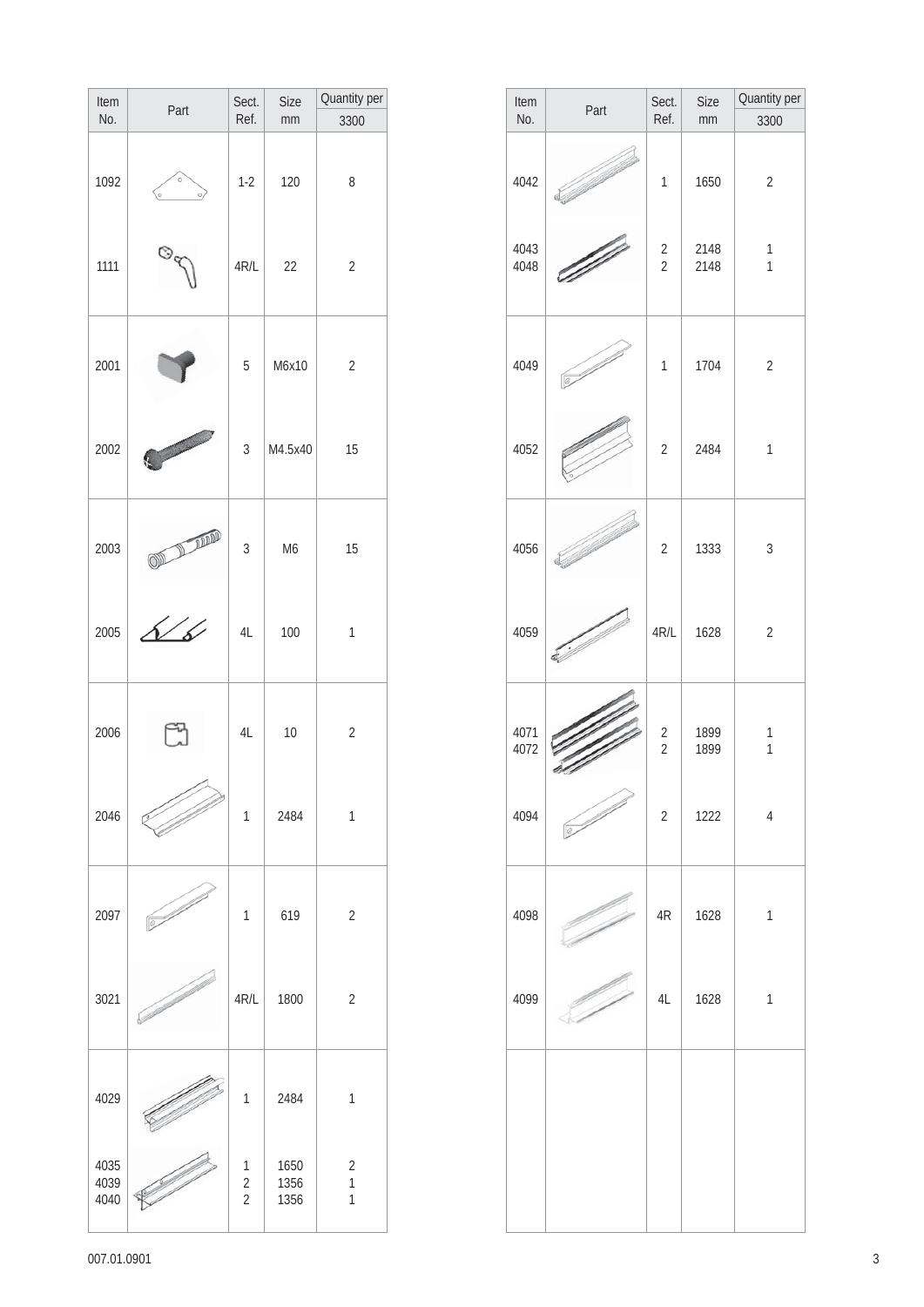| Item No. | Part | Sect. Ref. | Size mm | Quantity per 3300 |
|---|---|---|---|---|
| 1092 | | 1-2 | 120 | 8 |
| 1111 | | 4R/L | 22 | 2 |
| 2001 | | 5 | M6x10 | 2 |
| 2002 | | 3 | M4.5x40 | 15 |
| 2003 | | 3 | M6 | 15 |
| 2005 | | 4L | 100 | 1 |
| 2006 | | 4L | 10 | 2 |
| 2046 | | 1 | 2484 | 1 |
| 2097 | | 1 | 619 | 2 |
| 3021 | | 4R/L | 1800 | 2 |
| 4029 | | 1 | 2484 | 1 |
| 4035<br>4039<br>4040 | | 1<br>2<br>2 | 1650<br>1356<br>1356 | 2<br>1<br>1 |

| Item No. | Part | Sect. Ref. | Size mm | Quantity per 3300 |
|---|---|---|---|---|
| 4042 | | 1 | 1650 | 2 |
| 4043<br>4048 | | 2<br>2 | 2148<br>2148 | 1<br>1 |
| 4049 | | 1 | 1704 | 2 |
| 4052 | | 2 | 2484 | 1 |
| 4056 | | 2 | 1333 | 3 |
| 4059 | | 4R/L | 1628 | 2 |
| 4071<br>4072 | | 2<br>2 | 1899<br>1899 | 1<br>1 |
| 4094 | | 2 | 1222 | 4 |
| 4098 | | 4R | 1628 | 1 |
| 4099 | | 4L | 1628 | 1 |

007.01.0901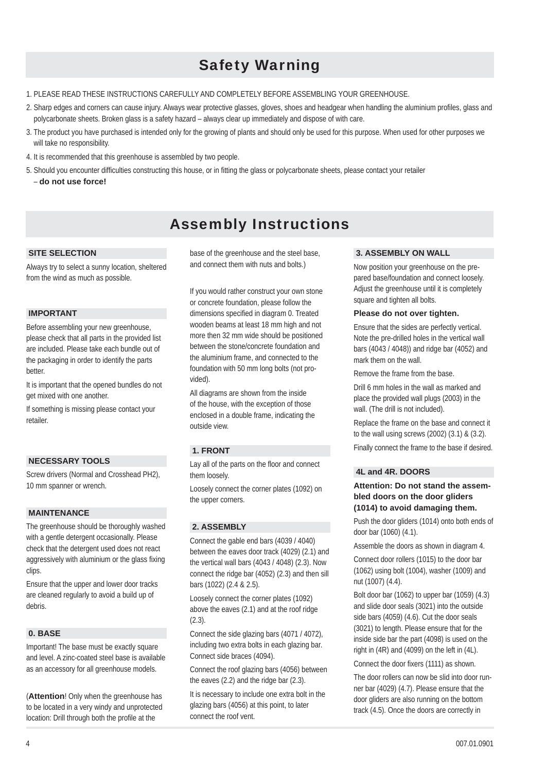# Safety Warning

1. PLEASE READ THESE INSTRUCTIONS CAREFULLY AND COMPLETELY BEFORE ASSEMBLING YOUR GREENHOUSE.
2. Sharp edges and corners can cause injury. Always wear protective glasses, gloves, shoes and headgear when handling the aluminium profiles, glass and polycarbonate sheets. Broken glass is a safety hazard – always clear up immediately and dispose of with care.
3. The product you have purchased is intended only for the growing of plants and should only be used for this purpose. When used for other purposes we will take no responsibility.
4. It is recommended that this greenhouse is assembled by two people.
5. Should you encounter difficulties constructing this house, or in fitting the glass or polycarbonate sheets, please contact your retailer – **do not use force!**

# Assembly Instructions

### SITE SELECTION

Always try to select a sunny location, sheltered from the wind as much as possible.

### IMPORTANT

Before assembling your new greenhouse, please check that all parts in the provided list are included. Please take each bundle out of the packaging in order to identify the parts better.

It is important that the opened bundles do not get mixed with one another.

If something is missing please contact your retailer.

### NECESSARY TOOLS

Screw drivers (Normal and Crosshead PH2), 10 mm spanner or wrench.

### MAINTENANCE

The greenhouse should be thoroughly washed with a gentle detergent occasionally. Please check that the detergent used does not react aggressively with aluminium or the glass fixing clips.

Ensure that the upper and lower door tracks are cleaned regularly to avoid a build up of debris.

### 0. BASE

Important! The base must be exactly square and level. A zinc-coated steel base is available as an accessory for all greenhouse models.

(**Attention**! Only when the greenhouse has to be located in a very windy and unprotected location: Drill through both the profile at the base of the greenhouse and the steel base, and connect them with nuts and bolts.)

If you would rather construct your own stone or concrete foundation, please follow the dimensions specified in diagram 0. Treated wooden beams at least 18 mm high and not more then 32 mm wide should be positioned between the stone/concrete foundation and the aluminium frame, and connected to the foundation with 50 mm long bolts (not provided).

All diagrams are shown from the inside of the house, with the exception of those enclosed in a double frame, indicating the outside view.

### 1. FRONT

Lay all of the parts on the floor and connect them loosely.

Loosely connect the corner plates (1092) on the upper corners.

### 2. ASSEMBLY

Connect the gable end bars (4039 / 4040) between the eaves door track (4029) (2.1) and the vertical wall bars (4043 / 4048) (2.3). Now connect the ridge bar (4052) (2.3) and then sill bars (1022) (2.4 & 2.5).

Loosely connect the corner plates (1092) above the eaves (2.1) and at the roof ridge (2.3).

Connect the side glazing bars (4071 / 4072), including two extra bolts in each glazing bar. Connect side braces (4094).

Connect the roof glazing bars (4056) between the eaves (2.2) and the ridge bar (2.3).

It is necessary to include one extra bolt in the glazing bars (4056) at this point, to later connect the roof vent.

### 3. ASSEMBLY ON WALL

Now position your greenhouse on the prepared base/foundation and connect loosely. Adjust the greenhouse until it is completely square and tighten all bolts.

**Please do not over tighten.**

Ensure that the sides are perfectly vertical. Note the pre-drilled holes in the vertical wall bars (4043 / 4048)) and ridge bar (4052) and mark them on the wall.

Remove the frame from the base.

Drill 6 mm holes in the wall as marked and place the provided wall plugs (2003) in the wall. (The drill is not included).

Replace the frame on the base and connect it to the wall using screws (2002) (3.1) & (3.2).

Finally connect the frame to the base if desired.

### 4L and 4R. DOORS

**Attention: Do not stand the assembled doors on the door gliders (1014) to avoid damaging them.**

Push the door gliders (1014) onto both ends of door bar (1060) (4.1).

Assemble the doors as shown in diagram 4.

Connect door rollers (1015) to the door bar (1062) using bolt (1004), washer (1009) and nut (1007) (4.4).

Bolt door bar (1062) to upper bar (1059) (4.3) and slide door seals (3021) into the outside side bars (4059) (4.6). Cut the door seals (3021) to length. Please ensure that for the inside side bar the part (4098) is used on the right in (4R) and (4099) on the left in (4L).

Connect the door fixers (1111) as shown.

The door rollers can now be slid into door runner bar (4029) (4.7). Please ensure that the door gliders are also running on the bottom track (4.5). Once the doors are correctly in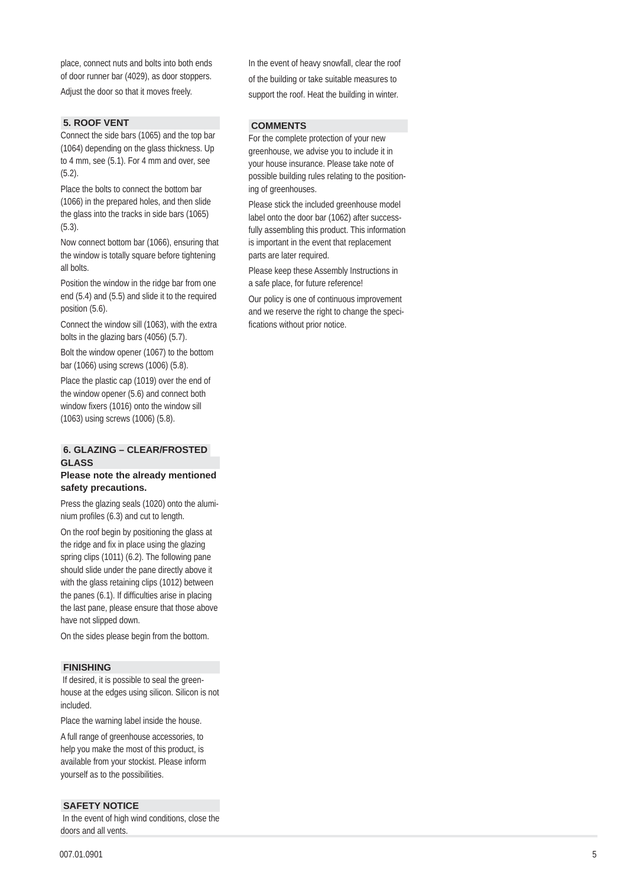place, connect nuts and bolts into both ends of door runner bar (4029), as door stoppers. Adjust the door so that it moves freely.

## 5. ROOF VENT

Connect the side bars (1065) and the top bar (1064) depending on the glass thickness. Up to 4 mm, see (5.1). For 4 mm and over, see (5.2).

Place the bolts to connect the bottom bar (1066) in the prepared holes, and then slide the glass into the tracks in side bars (1065) (5.3).

Now connect bottom bar (1066), ensuring that the window is totally square before tightening all bolts.

Position the window in the ridge bar from one end (5.4) and (5.5) and slide it to the required position (5.6).

Connect the window sill (1063), with the extra bolts in the glazing bars (4056) (5.7).

Bolt the window opener (1067) to the bottom bar (1066) using screws (1006) (5.8).

Place the plastic cap (1019) over the end of the window opener (5.6) and connect both window fixers (1016) onto the window sill (1063) using screws (1006) (5.8).

## 6. GLAZING – CLEAR/FROSTED GLASS

**Please note the already mentioned safety precautions.**

Press the glazing seals (1020) onto the aluminium profiles (6.3) and cut to length.

On the roof begin by positioning the glass at the ridge and fix in place using the glazing spring clips (1011) (6.2). The following pane should slide under the pane directly above it with the glass retaining clips (1012) between the panes (6.1). If difficulties arise in placing the last pane, please ensure that those above have not slipped down.

On the sides please begin from the bottom.

## FINISHING

If desired, it is possible to seal the greenhouse at the edges using silicon. Silicon is not included.

Place the warning label inside the house.

A full range of greenhouse accessories, to help you make the most of this product, is available from your stockist. Please inform yourself as to the possibilities.

## SAFETY NOTICE

In the event of high wind conditions, close the doors and all vents.

In the event of heavy snowfall, clear the roof of the building or take suitable measures to support the roof. Heat the building in winter.

## COMMENTS

For the complete protection of your new greenhouse, we advise you to include it in your house insurance. Please take note of possible building rules relating to the positioning of greenhouses.

Please stick the included greenhouse model label onto the door bar (1062) after successfully assembling this product. This information is important in the event that replacement parts are later required.

Please keep these Assembly Instructions in a safe place, for future reference!

Our policy is one of continuous improvement and we reserve the right to change the specifications without prior notice.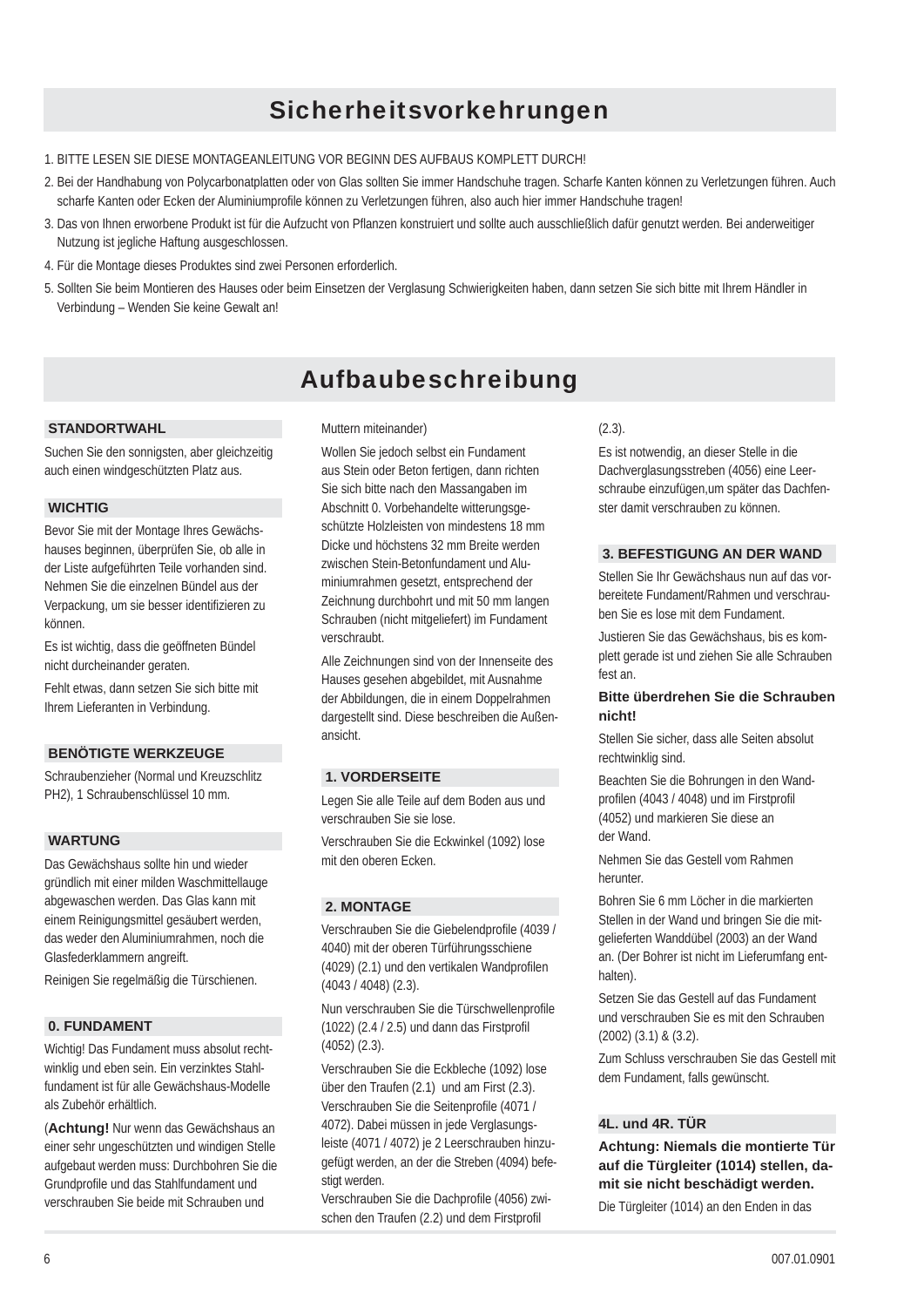# Sicherheitsvorkehrungen

1. BITTE LESEN SIE DIESE MONTAGEANLEITUNG VOR BEGINN DES AUFBAUS KOMPLETT DURCH!
2. Bei der Handhabung von Polycarbonatplatten oder von Glas sollten Sie immer Handschuhe tragen. Scharfe Kanten können zu Verletzungen führen. Auch scharfe Kanten oder Ecken der Aluminiumprofile können zu Verletzungen führen, also auch hier immer Handschuhe tragen!
3. Das von Ihnen erworbene Produkt ist für die Aufzucht von Pflanzen konstruiert und sollte auch ausschließlich dafür genutzt werden. Bei anderweitiger Nutzung ist jegliche Haftung ausgeschlossen.
4. Für die Montage dieses Produktes sind zwei Personen erforderlich.
5. Sollten Sie beim Montieren des Hauses oder beim Einsetzen der Verglasung Schwierigkeiten haben, dann setzen Sie sich bitte mit Ihrem Händler in Verbindung – Wenden Sie keine Gewalt an!

# Aufbaubeschreibung

### STANDORTWAHL

Suchen Sie den sonnigsten, aber gleichzeitig auch einen windgeschützten Platz aus.

### WICHTIG

Bevor Sie mit der Montage Ihres Gewächshauses beginnen, überprüfen Sie, ob alle in der Liste aufgeführten Teile vorhanden sind. Nehmen Sie die einzelnen Bündel aus der Verpackung, um sie besser identifizieren zu können.

Es ist wichtig, dass die geöffneten Bündel nicht durcheinander geraten.

Fehlt etwas, dann setzen Sie sich bitte mit Ihrem Lieferanten in Verbindung.

### BENÖTIGTE WERKZEUGE

Schraubenzieher (Normal und Kreuzschlitz PH2), 1 Schraubenschlüssel 10 mm.

### WARTUNG

Das Gewächshaus sollte hin und wieder gründlich mit einer milden Waschmittellauge abgewaschen werden. Das Glas kann mit einem Reinigungsmittel gesäubert werden, das weder den Aluminiumrahmen, noch die Glasfederklammern angreift.

Reinigen Sie regelmäßig die Türschienen.

### 0. FUNDAMENT

Wichtig! Das Fundament muss absolut rechtwinklig und eben sein. Ein verzinktes Stahlfundament ist für alle Gewächshaus-Modelle als Zubehör erhältlich.

(**Achtung!** Nur wenn das Gewächshaus an einer sehr ungeschützten und windigen Stelle aufgebaut werden muss: Durchbohren Sie die Grundprofile und das Stahlfundament und verschrauben Sie beide mit Schrauben und Muttern miteinander)

Wollen Sie jedoch selbst ein Fundament aus Stein oder Beton fertigen, dann richten Sie sich bitte nach den Massangaben im Abschnitt 0. Vorbehandelte witterungsgeschützte Holzleisten von mindestens 18 mm Dicke und höchstens 32 mm Breite werden zwischen Stein-Betonfundament und Aluminiumrahmen gesetzt, entsprechend der Zeichnung durchbohrt und mit 50 mm langen Schrauben (nicht mitgeliefert) im Fundament verschraubt.

Alle Zeichnungen sind von der Innenseite des Hauses gesehen abgebildet, mit Ausnahme der Abbildungen, die in einem Doppelrahmen dargestellt sind. Diese beschreiben die Außenansicht.

### 1. VORDERSEITE

Legen Sie alle Teile auf dem Boden aus und verschrauben Sie sie lose.

Verschrauben Sie die Eckwinkel (1092) lose mit den oberen Ecken.

### 2. MONTAGE

Verschrauben Sie die Giebelendprofile (4039 / 4040) mit der oberen Türführungsschiene (4029) (2.1) und den vertikalen Wandprofilen (4043 / 4048) (2.3).

Nun verschrauben Sie die Türschwellenprofile (1022) (2.4 / 2.5) und dann das Firstprofil (4052) (2.3).

Verschrauben Sie die Eckbleche (1092) lose über den Traufen (2.1) und am First (2.3). Verschrauben Sie die Seitenprofile (4071 / 4072). Dabei müssen in jede Verglasungsleiste (4071 / 4072) je 2 Leerschrauben hinzugefügt werden, an der die Streben (4094) befestigt werden.

Verschrauben Sie die Dachprofile (4056) zwischen den Traufen (2.2) und dem Firstprofil (2.3).

Es ist notwendig, an dieser Stelle in die Dachverglasungsstreben (4056) eine Leerschraube einzufügen,um später das Dachfenster damit verschrauben zu können.

### 3. BEFESTIGUNG AN DER WAND

Stellen Sie Ihr Gewächshaus nun auf das vorbereitete Fundament/Rahmen und verschrauben Sie es lose mit dem Fundament.

Justieren Sie das Gewächshaus, bis es komplett gerade ist und ziehen Sie alle Schrauben fest an.

**Bitte überdrehen Sie die Schrauben nicht!**

Stellen Sie sicher, dass alle Seiten absolut rechtwinklig sind.

Beachten Sie die Bohrungen in den Wandprofilen (4043 / 4048) und im Firstprofil (4052) und markieren Sie diese an der Wand.

Nehmen Sie das Gestell vom Rahmen herunter.

Bohren Sie 6 mm Löcher in die markierten Stellen in der Wand und bringen Sie die mitgelieferten Wanddübel (2003) an der Wand an. (Der Bohrer ist nicht im Lieferumfang enthalten).

Setzen Sie das Gestell auf das Fundament und verschrauben Sie es mit den Schrauben (2002) (3.1) & (3.2).

Zum Schluss verschrauben Sie das Gestell mit dem Fundament, falls gewünscht.

### 4L. und 4R. TÜR

**Achtung: Niemals die montierte Tür auf die Türgleiter (1014) stellen, damit sie nicht beschädigt werden.**

Die Türgleiter (1014) an den Enden in das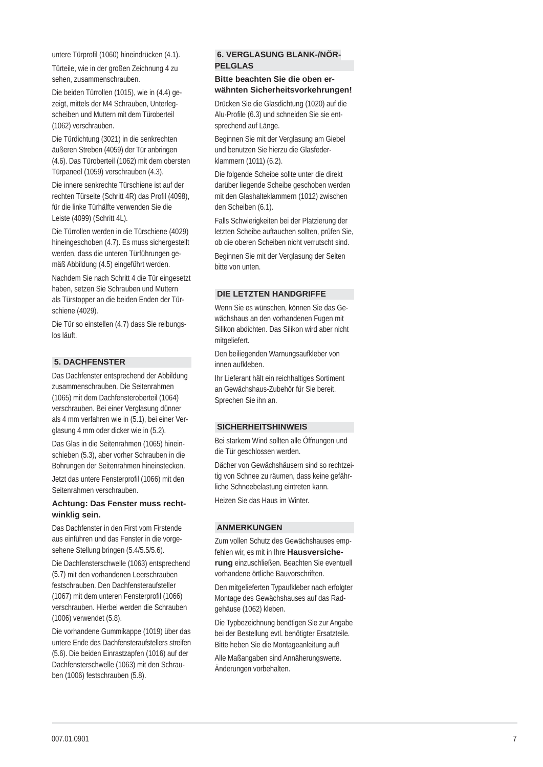untere Türprofil (1060) hineindrücken (4.1).

Türteile, wie in der großen Zeichnung 4 zu sehen, zusammenschrauben.

Die beiden Türrollen (1015), wie in (4.4) gezeigt, mittels der M4 Schrauben, Unterlegscheiben und Muttern mit dem Türoberteil (1062) verschrauben.

Die Türdichtung (3021) in die senkrechten äußeren Streben (4059) der Tür anbringen (4.6). Das Türoberteil (1062) mit dem obersten Türpaneel (1059) verschrauben (4.3).

Die innere senkrechte Türschiene ist auf der rechten Türseite (Schritt 4R) das Profil (4098), für die linke Türhälfte verwenden Sie die Leiste (4099) (Schritt 4L).

Die Türrollen werden in die Türschiene (4029) hineingeschoben (4.7). Es muss sichergestellt werden, dass die unteren Türführungen gemäß Abbildung (4.5) eingeführt werden.

Nachdem Sie nach Schritt 4 die Tür eingesetzt haben, setzen Sie Schrauben und Muttern als Türstopper an die beiden Enden der Türschiene (4029).

Die Tür so einstellen (4.7) dass Sie reibungslos läuft.

## 5. DACHFENSTER

Das Dachfenster entsprechend der Abbildung zusammenschrauben. Die Seitenrahmen (1065) mit dem Dachfensteroberteil (1064) verschrauben. Bei einer Verglasung dünner als 4 mm verfahren wie in (5.1), bei einer Verglasung 4 mm oder dicker wie in (5.2).

Das Glas in die Seitenrahmen (1065) hineinschieben (5.3), aber vorher Schrauben in die Bohrungen der Seitenrahmen hineinstecken.

Jetzt das untere Fensterprofil (1066) mit den Seitenrahmen verschrauben.

**Achtung: Das Fenster muss rechtwinklig sein.**

Das Dachfenster in den First vom Firstende aus einführen und das Fenster in die vorgesehene Stellung bringen (5.4/5.5/5.6).

Die Dachfensterschwelle (1063) entsprechend (5.7) mit den vorhandenen Leerschrauben festschrauben. Den Dachfensteraufsteller (1067) mit dem unteren Fensterprofil (1066) verschrauben. Hierbei werden die Schrauben (1006) verwendet (5.8).

Die vorhandene Gummikappe (1019) über das untere Ende des Dachfensteraufstellers streifen (5.6). Die beiden Einrastzapfen (1016) auf der Dachfensterschwelle (1063) mit den Schrauben (1006) festschrauben (5.8).

## 6. VERGLASUNG BLANK-/NÖRPELGLAS

**Bitte beachten Sie die oben erwähnten Sicherheitsvorkehrungen!**

Drücken Sie die Glasdichtung (1020) auf die Alu-Profile (6.3) und schneiden Sie sie entsprechend auf Länge.

Beginnen Sie mit der Verglasung am Giebel und benutzen Sie hierzu die Glasfederklammern (1011) (6.2).

Die folgende Scheibe sollte unter die direkt darüber liegende Scheibe geschoben werden mit den Glashalteklammern (1012) zwischen den Scheiben (6.1).

Falls Schwierigkeiten bei der Platzierung der letzten Scheibe auftauchen sollten, prüfen Sie, ob die oberen Scheiben nicht verrutscht sind.

Beginnen Sie mit der Verglasung der Seiten bitte von unten.

## DIE LETZTEN HANDGRIFFE

Wenn Sie es wünschen, können Sie das Gewächshaus an den vorhandenen Fugen mit Silikon abdichten. Das Silikon wird aber nicht mitgeliefert.

Den beiliegenden Warnungsaufkleber von innen aufkleben.

Ihr Lieferant hält ein reichhaltiges Sortiment an Gewächshaus-Zubehör für Sie bereit. Sprechen Sie ihn an.

## SICHERHEITSHINWEIS

Bei starkem Wind sollten alle Öffnungen und die Tür geschlossen werden.

Dächer von Gewächshäusern sind so rechtzeitig von Schnee zu räumen, dass keine gefährliche Schneebelastung eintreten kann.

Heizen Sie das Haus im Winter.

## ANMERKUNGEN

Zum vollen Schutz des Gewächshauses empfehlen wir, es mit in Ihre **Hausversicherung** einzuschließen. Beachten Sie eventuell vorhandene örtliche Bauvorschriften.

Den mitgelieferten Typaufkleber nach erfolgter Montage des Gewächshauses auf das Radgehäuse (1062) kleben.

Die Typbezeichnung benötigen Sie zur Angabe bei der Bestellung evtl. benötigter Ersatzteile. Bitte heben Sie die Montageanleitung auf!

Alle Maßangaben sind Annäherungswerte. Änderungen vorbehalten.

007.01.0901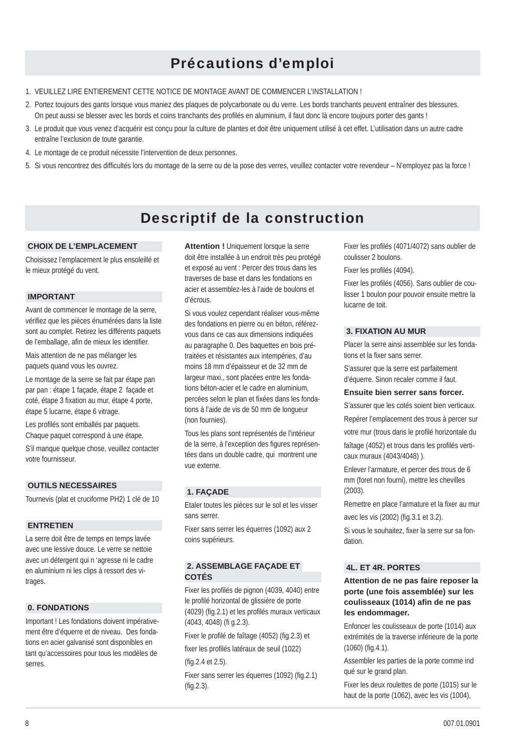# Précautions d’emploi

1. VEUILLEZ LIRE ENTIEREMENT CETTE NOTICE DE MONTAGE AVANT DE COMMENCER L’INSTALLATION !
2. Portez toujours des gants lorsque vous maniez des plaques de polycarbonate ou du verre. Les bords tranchants peuvent entraîner des blessures. On peut aussi se blesser avec les bords et coins tranchants des profilés en aluminium, il faut donc là encore toujours porter des gants !
3. Le produit que vous venez d’acquérir est conçu pour la culture de plantes et doit être uniquement utilisé à cet effet. L’utilisation dans un autre cadre entraîne l’exclusion de toute garantie.
4. Le montage de ce produit nécessite l’intervention de deux personnes.
5. Si vous rencontrez des difficultés lors du montage de la serre ou de la pose des verres, veuillez contacter votre revendeur – N’employez pas la force !

# Descriptif de la construction

### CHOIX DE L’EMPLACEMENT

Choisissez l’emplacement le plus ensoleillé et le mieux protégé du vent.

### IMPORTANT

Avant de commencer le montage de la serre, vérifiez que les pièces énumérées dans la liste sont au complet. Retirez les différents paquets de l’emballage, afin de mieux les identifier.

Mais attention de ne pas mélanger les paquets quand vous les ouvrez.

Le montage de la serre se fait par étape pan par pan : étape 1 façade, étape 2 façade et coté, étape 3 fixation au mur, étape 4 porte, étape 5 lucarne, étape 6 vitrage.

Les profilés sont emballés par paquets. Chaque paquet correspond à une étape.

S’il manque quelque chose, veuillez contacter votre fournisseur.

### OUTILS NECESSAIRES

Tournevis (plat et cruciforme PH2) 1 clé de 10

### ENTRETIEN

La serre doit être de temps en temps lavée avec une lessive douce. Le verre se nettoie avec un détergent qui n ‘agresse ni le cadre en aluminium ni les clips à ressort des vitrages.

### 0. FONDATIONS

Important ! Les fondations doivent impérativement être d’équerre et de niveau. Des fondations en acier galvanisé sont disponibles en tant qu’accessoires pour tous les modèles de serres.

**Attention !** Uniquement lorsque la serre doit être installée à un endroit très peu protégé et exposé au vent : Percer des trous dans les traverses de base et dans les fondations en acier et assemblez-les à l’aide de boulons et d’écrous.

Si vous voulez cependant réaliser vous-même des fondations en pierre ou en béton, référez-vous dans ce cas aux dimensions indiquées au paragraphe 0. Des baquettes en bois prétraitées et résistantes aux intempéries, d’au moins 18 mm d’épaisseur et de 32 mm de largeur maxi., sont placées entre les fondations béton-acier et le cadre en aluminium, percées selon le plan et fixées dans les fondations à l’aide de vis de 50 mm de longueur (non fournies).

Tous les plans sont représentés de l’intérieur de la serre, à l’exception des figures représentées dans un double cadre, qui montrent une vue externe.

### 1. FAÇADE

Etaler toutes les pièces sur le sol et les visser sans serrer.

Fixer sans serrer les équerres (1092) aux 2 coins supérieurs.

### 2. ASSEMBLAGE FAÇADE ET COTÉS

Fixer les profilés de pignon (4039, 4040) entre le profilé horizontal de glissière de porte (4029) (fig.2.1) et les profilés muraux verticaux (4043, 4048) (fi g.2.3).

Fixer le profilé de faîtage (4052) (fig.2.3) et fixer les profilés latéraux de seuil (1022) (fig.2.4 et 2.5).

Fixer sans serrer les équerres (1092) (fig.2.1) (fig.2.3).

Fixer les profilés (4071/4072) sans oublier de coulisser 2 boulons.

Fixer les profilés (4094).

Fixer les profilés (4056). Sans oublier de coulisser 1 boulon pour pouvoir ensuite mettre la lucarne de toit.

### 3. FIXATION AU MUR

Placer la serre ainsi assemblée sur les fondations et la fixer sans serrer.

S’assurer que la serre est parfaitement d’équerre. Sinon recaler comme il faut.

**Ensuite bien serrer sans forcer.**

S’assurer que les cotés soient bien verticaux.

Repérer l’emplacement des trous à percer sur votre mur (trous dans le profilé horizontale du faîtage (4052) et trous dans les profilés verticaux muraux (4043/4048) ).

Enlever l’armature, et percer des trous de 6 mm (foret non fourni), mettre les chevilles (2003).

Remettre en place l’armature et la fixer au mur avec les vis (2002) (fig.3.1 et 3.2).

Si vous le souhaitez, fixer la serre sur sa fondation.

### 4L. ET 4R. PORTES

**Attention de ne pas faire reposer la porte (une fois assemblée) sur les coulisseaux (1014) afin de ne pas les endommager.**

Enfoncer les coulisseaux de porte (1014) aux extrémités de la traverse inférieure de la porte (1060) (fig.4.1).

Assembler les parties de la porte comme ind qué sur le grand plan.

Fixer les deux roulettes de porte (1015) sur le haut de la porte (1062), avec les vis (1004),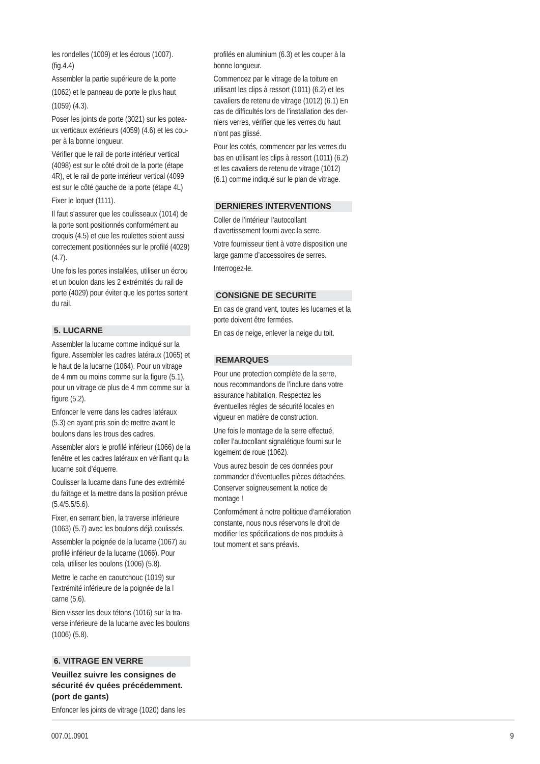les rondelles (1009) et les écrous (1007). (fig.4.4)

Assembler la partie supérieure de la porte (1062) et le panneau de porte le plus haut (1059) (4.3).

Poser les joints de porte (3021) sur les poteaux verticaux extérieurs (4059) (4.6) et les couper à la bonne longueur.

Vérifier que le rail de porte intérieur vertical (4098) est sur le côté droit de la porte (étape 4R), et le rail de porte intérieur vertical (4099 est sur le côté gauche de la porte (étape 4L)

Fixer le loquet (1111).

Il faut s'assurer que les coulisseaux (1014) de la porte sont positionnés conformément au croquis (4.5) et que les roulettes soient aussi correctement positionnées sur le profilé (4029) (4.7).

Une fois les portes installées, utiliser un écrou et un boulon dans les 2 extrémités du rail de porte (4029) pour éviter que les portes sortent du rail.

## 5. LUCARNE

Assembler la lucarne comme indiqué sur la figure. Assembler les cadres latéraux (1065) et le haut de la lucarne (1064). Pour un vitrage de 4 mm ou moins comme sur la figure (5.1), pour un vitrage de plus de 4 mm comme sur la figure (5.2).

Enfoncer le verre dans les cadres latéraux (5.3) en ayant pris soin de mettre avant le boulons dans les trous des cadres.

Assembler alors le profilé inférieur (1066) de la fenêtre et les cadres latéraux en vérifiant qu la lucarne soit d'équerre.

Coulisser la lucarne dans l'une des extrémité du faîtage et la mettre dans la position prévue (5.4/5.5/5.6).

Fixer, en serrant bien, la traverse inférieure (1063) (5.7) avec les boulons déjà coulissés.

Assembler la poignée de la lucarne (1067) au profilé inférieur de la lucarne (1066). Pour cela, utiliser les boulons (1006) (5.8).

Mettre le cache en caoutchouc (1019) sur l'extrémité inférieure de la poignée de la l carne (5.6).

Bien visser les deux tétons (1016) sur la traverse inférieure de la lucarne avec les boulons (1006) (5.8).

## 6. VITRAGE EN VERRE

**Veuillez suivre les consignes de sécurité év quées précédemment. (port de gants)**

Enfoncer les joints de vitrage (1020) dans les profilés en aluminium (6.3) et les couper à la bonne longueur.

Commencez par le vitrage de la toiture en utilisant les clips à ressort (1011) (6.2) et les cavaliers de retenu de vitrage (1012) (6.1) En cas de difficultés lors de l'installation des derniers verres, vérifier que les verres du haut n'ont pas glissé.

Pour les cotés, commencer par les verres du bas en utilisant les clips à ressort (1011) (6.2) et les cavaliers de retenu de vitrage (1012) (6.1) comme indiqué sur le plan de vitrage.

## DERNIERES INTERVENTIONS

Coller de l'intérieur l'autocollant d'avertissement fourni avec la serre.

Votre fournisseur tient à votre disposition une large gamme d'accessoires de serres.

Interrogez-le.

## CONSIGNE DE SECURITE

En cas de grand vent, toutes les lucarnes et la porte doivent être fermées.

En cas de neige, enlever la neige du toit.

## REMARQUES

Pour une protection complète de la serre, nous recommandons de l'inclure dans votre assurance habitation. Respectez les éventuelles règles de sécurité locales en vigueur en matière de construction.

Une fois le montage de la serre effectué, coller l'autocollant signalétique fourni sur le logement de roue (1062).

Vous aurez besoin de ces données pour commander d'éventuelles pièces détachées. Conserver soigneusement la notice de montage !

Conformément à notre politique d'amélioration constante, nous nous réservons le droit de modifier les spécifications de nos produits à tout moment et sans préavis.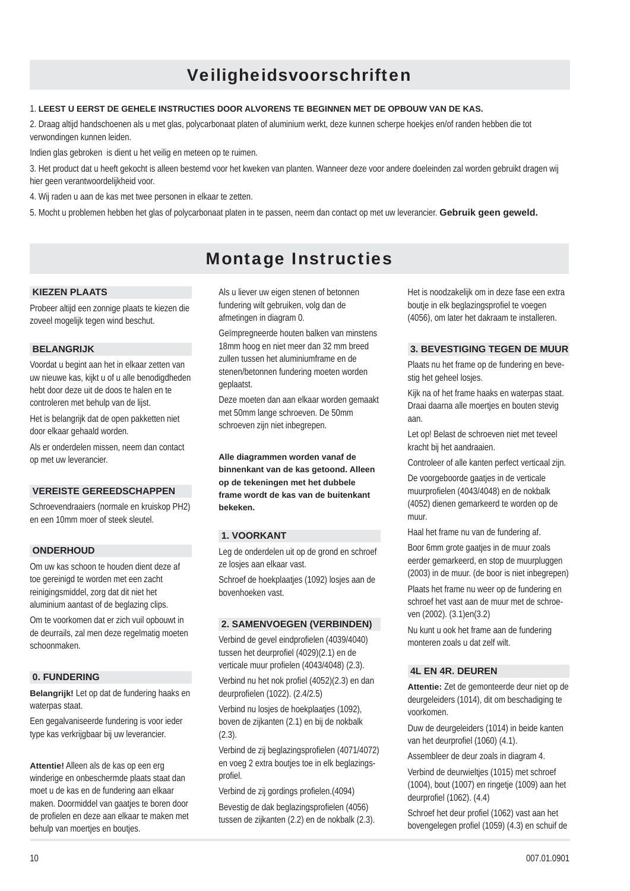# Veiligheidsvoorschriften

1. **LEEST U EERST DE GEHELE INSTRUCTIES DOOR ALVORENS TE BEGINNEN MET DE OPBOUW VAN DE KAS.**

2. Draag altijd handschoenen als u met glas, polycarbonaat platen of aluminium werkt, deze kunnen scherpe hoekjes en/of randen hebben die tot verwondingen kunnen leiden.

Indien glas gebroken is dient u het veilig en meteen op te ruimen.

3. Het product dat u heeft gekocht is alleen bestemd voor het kweken van planten. Wanneer deze voor andere doeleinden zal worden gebruikt dragen wij hier geen verantwoordelijkheid voor.

4. Wij raden u aan de kas met twee personen in elkaar te zetten.

5. Mocht u problemen hebben het glas of polycarbonaat platen in te passen, neem dan contact op met uw leverancier. **Gebruik geen geweld.**

# Montage Instructies

### KIEZEN PLAATS

Probeer altijd een zonnige plaats te kiezen die zoveel mogelijk tegen wind beschut.

### BELANGRIJK

Voordat u begint aan het in elkaar zetten van uw nieuwe kas, kijkt u of u alle benodigdheden hebt door deze uit de doos te halen en te controleren met behulp van de lijst.

Het is belangrijk dat de open pakketten niet door elkaar gehaald worden.

Als er onderdelen missen, neem dan contact op met uw leverancier.

### VEREISTE GEREEDSCHAPPEN

Schroevendraaiers (normale en kruiskop PH2) en een 10mm moer of steek sleutel.

### ONDERHOUD

Om uw kas schoon te houden dient deze af toe gereinigd te worden met een zacht reinigingsmiddel, zorg dat dit niet het aluminium aantast of de beglazing clips.

Om te voorkomen dat er zich vuil opbouwt in de deurrails, zal men deze regelmatig moeten schoonmaken.

### 0. FUNDERING

**Belangrijk!** Let op dat de fundering haaks en waterpas staat.

Een gegalvaniseerde fundering is voor ieder type kas verkrijgbaar bij uw leverancier.

**Attentie!** Alleen als de kas op een erg winderige en onbeschermde plaats staat dan moet u de kas en de fundering aan elkaar maken. Doormiddel van gaatjes te boren door de profielen en deze aan elkaar te maken met behulp van moertjes en boutjes.

Als u liever uw eigen stenen of betonnen fundering wilt gebruiken, volg dan de afmetingen in diagram 0.

Geïmpregneerde houten balken van minstens 18mm hoog en niet meer dan 32 mm breed zullen tussen het aluminiumframe en de stenen/betonnen fundering moeten worden geplaatst.

Deze moeten dan aan elkaar worden gemaakt met 50mm lange schroeven. De 50mm schroeven zijn niet inbegrepen.

**Alle diagrammen worden vanaf de binnenkant van de kas getoond. Alleen op de tekeningen met het dubbele frame wordt de kas van de buitenkant bekeken.**

### 1. VOORKANT

Leg de onderdelen uit op de grond en schroef ze losjes aan elkaar vast.

Schroef de hoekplaatjes (1092) losjes aan de bovenhoeken vast.

### 2. SAMENVOEGEN (VERBINDEN)

Verbind de gevel eindprofielen (4039/4040) tussen het deurprofiel (4029)(2.1) en de verticale muur profielen (4043/4048) (2.3).

Verbind nu het nok profiel (4052)(2.3) en dan deurprofielen (1022). (2.4/2.5)

Verbind nu losjes de hoekplaatjes (1092), boven de zijkanten (2.1) en bij de nokbalk (2.3).

Verbind de zij beglazingsprofielen (4071/4072) en voeg 2 extra boutjes toe in elk beglazingsprofiel.

Verbind de zij gordings profielen.(4094)

Bevestig de dak beglazingsprofielen (4056) tussen de zijkanten (2.2) en de nokbalk (2.3).

Het is noodzakelijk om in deze fase een extra boutje in elk beglazingsprofiel te voegen (4056), om later het dakraam te installeren.

### 3. BEVESTIGING TEGEN DE MUUR

Plaats nu het frame op de fundering en bevestig het geheel losjes.

Kijk na of het frame haaks en waterpas staat. Draai daarna alle moertjes en bouten stevig aan.

Let op! Belast de schroeven niet met teveel kracht bij het aandraaien.

Controleer of alle kanten perfect verticaal zijn.

De voorgeboorde gaatjes in de verticale muurprofielen (4043/4048) en de nokbalk (4052) dienen gemarkeerd te worden op de muur.

Haal het frame nu van de fundering af.

Boor 6mm grote gaatjes in de muur zoals eerder gemarkeerd, en stop de muurpluggen (2003) in de muur. (de boor is niet inbegrepen)

Plaats het frame nu weer op de fundering en schroef het vast aan de muur met de schroeven (2002). (3.1)en(3.2)

Nu kunt u ook het frame aan de fundering monteren zoals u dat zelf wilt.

### 4L EN 4R. DEUREN

**Attentie:** Zet de gemonteerde deur niet op de deurgeleiders (1014), dit om beschadiging te voorkomen.

Duw de deurgeleiders (1014) in beide kanten van het deurprofiel (1060) (4.1).

Assembleer de deur zoals in diagram 4.

Verbind de deurwieltjes (1015) met schroef (1004), bout (1007) en ringetje (1009) aan het deurprofiel (1062). (4.4)

Schroef het deur profiel (1062) vast aan het bovengelegen profiel (1059) (4.3) en schuif de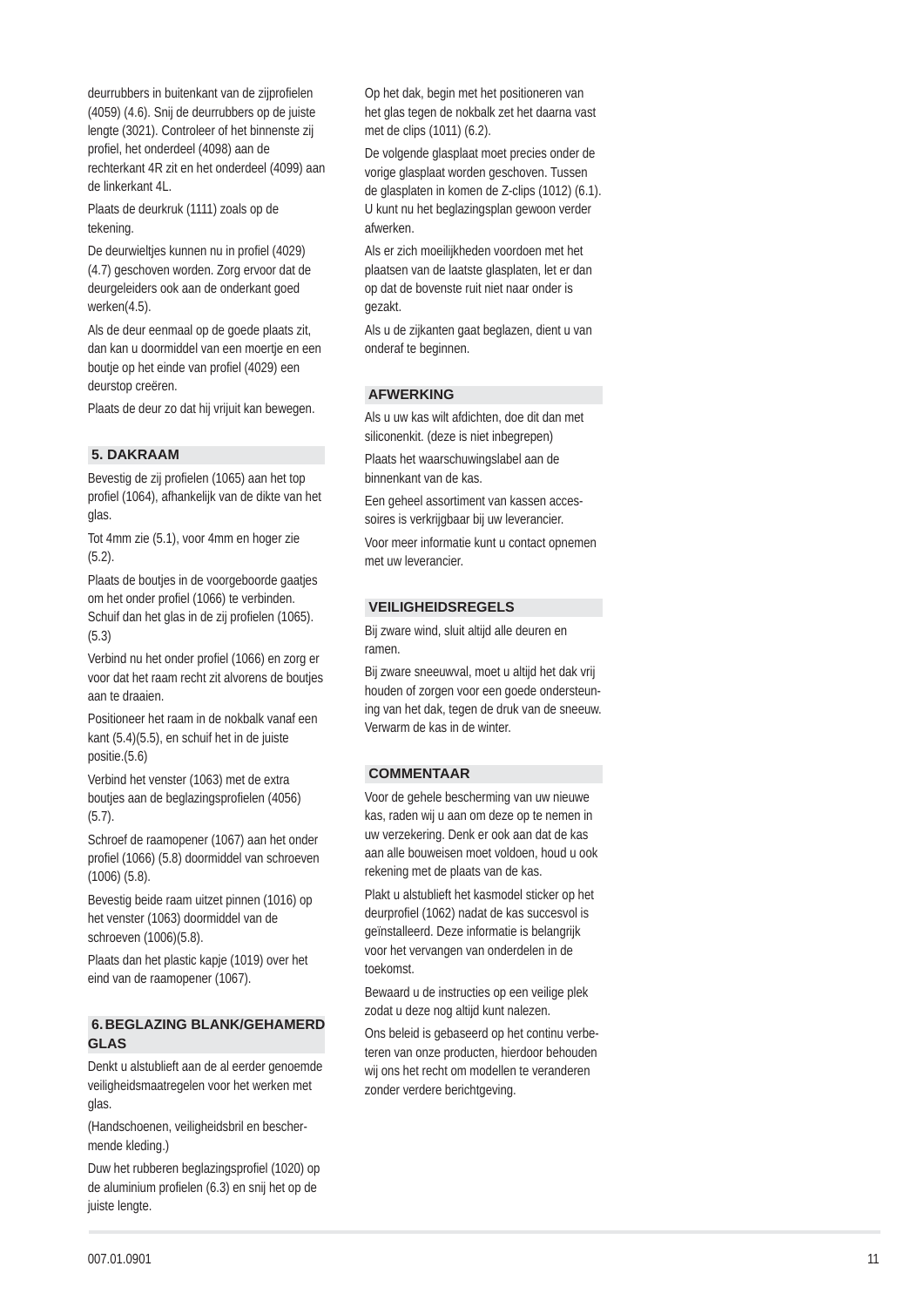deurrubbers in buitenkant van de zijprofielen (4059) (4.6). Snij de deurrubbers op de juiste lengte (3021). Controleer of het binnenste zij profiel, het onderdeel (4098) aan de rechterkant 4R zit en het onderdeel (4099) aan de linkerkant 4L.

Plaats de deurkruk (1111) zoals op de tekening.

De deurwieltjes kunnen nu in profiel (4029) (4.7) geschoven worden. Zorg ervoor dat de deurgeleiders ook aan de onderkant goed werken(4.5).

Als de deur eenmaal op de goede plaats zit, dan kan u doormiddel van een moertje en een boutje op het einde van profiel (4029) een deurstop creëren.

Plaats de deur zo dat hij vrijuit kan bewegen.

## 5. DAKRAAM

Bevestig de zij profielen (1065) aan het top profiel (1064), afhankelijk van de dikte van het glas.

Tot 4mm zie (5.1), voor 4mm en hoger zie (5.2).

Plaats de boutjes in de voorgeboorde gaatjes om het onder profiel (1066) te verbinden. Schuif dan het glas in de zij profielen (1065). (5.3)

Verbind nu het onder profiel (1066) en zorg er voor dat het raam recht zit alvorens de boutjes aan te draaien.

Positioneer het raam in de nokbalk vanaf een kant (5.4)(5.5), en schuif het in de juiste positie.(5.6)

Verbind het venster (1063) met de extra boutjes aan de beglazingsprofielen (4056) (5.7).

Schroef de raamopener (1067) aan het onder profiel (1066) (5.8) doormiddel van schroeven (1006) (5.8).

Bevestig beide raam uitzet pinnen (1016) op het venster (1063) doormiddel van de schroeven (1006)(5.8).

Plaats dan het plastic kapje (1019) over het eind van de raamopener (1067).

## 6. BEGLAZING BLANK/GEHAMERD GLAS

Denkt u alstublieft aan de al eerder genoemde veiligheidsmaatregelen voor het werken met glas.

(Handschoenen, veiligheidsbril en beschermende kleding.)

Duw het rubberen beglazingsprofiel (1020) op de aluminium profielen (6.3) en snij het op de juiste lengte.

Op het dak, begin met het positioneren van het glas tegen de nokbalk zet het daarna vast met de clips (1011) (6.2).

De volgende glasplaat moet precies onder de vorige glasplaat worden geschoven. Tussen de glasplaten in komen de Z-clips (1012) (6.1). U kunt nu het beglazingsplan gewoon verder afwerken.

Als er zich moeilijkheden voordoen met het plaatsen van de laatste glasplaten, let er dan op dat de bovenste ruit niet naar onder is gezakt.

Als u de zijkanten gaat beglazen, dient u van onderaf te beginnen.

## AFWERKING

Als u uw kas wilt afdichten, doe dit dan met siliconenkit. (deze is niet inbegrepen)

Plaats het waarschuwingslabel aan de binnenkant van de kas.

Een geheel assortiment van kassen accessoires is verkrijgbaar bij uw leverancier.

Voor meer informatie kunt u contact opnemen met uw leverancier.

## VEILIGHEIDSREGELS

Bij zware wind, sluit altijd alle deuren en ramen.

Bij zware sneeuwval, moet u altijd het dak vrij houden of zorgen voor een goede ondersteuning van het dak, tegen de druk van de sneeuw. Verwarm de kas in de winter.

## COMMENTAAR

Voor de gehele bescherming van uw nieuwe kas, raden wij u aan om deze op te nemen in uw verzekering. Denk er ook aan dat de kas aan alle bouweisen moet voldoen, houd u ook rekening met de plaats van de kas.

Plakt u alstublieft het kasmodel sticker op het deurprofiel (1062) nadat de kas succesvol is geïnstalleerd. Deze informatie is belangrijk voor het vervangen van onderdelen in de toekomst.

Bewaard u de instructies op een veilige plek zodat u deze nog altijd kunt nalezen.

Ons beleid is gebaseerd op het continu verbeteren van onze producten, hierdoor behouden wij ons het recht om modellen te veranderen zonder verdere berichtgeving.

007.01.0901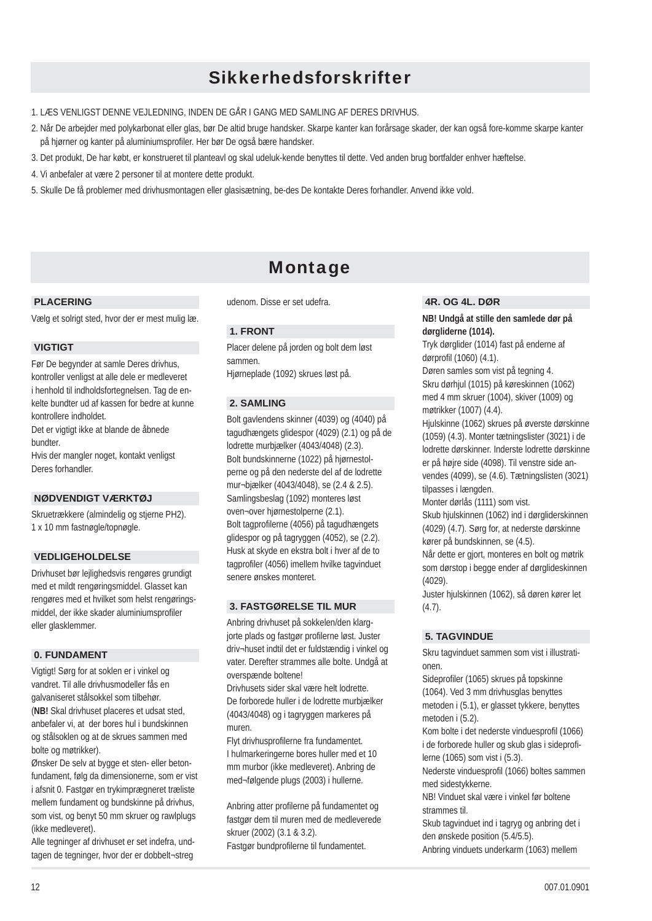# Sikkerhedsforskrifter

1. LÆS VENLIGST DENNE VEJLEDNING, INDEN DE GÅR I GANG MED SAMLING AF DERES DRIVHUS.
2. Når De arbejder med polykarbonat eller glas, bør De altid bruge handsker. Skarpe kanter kan forårsage skader, der kan også fore-komme skarpe kanter på hjørner og kanter på aluminiumsprofiler. Her bør De også bære handsker.
3. Det produkt, De har købt, er konstrueret til planteavl og skal udeluk-kende benyttes til dette. Ved anden brug bortfalder enhver hæftelse.
4. Vi anbefaler at være 2 personer til at montere dette produkt.
5. Skulle De få problemer med drivhusmontagen eller glasisætning, be-des De kontakte Deres forhandler. Anvend ikke vold.

# Montage

## PLACERING

Vælg et solrigt sted, hvor der er mest mulig læ.

## VIGTIGT

Før De begynder at samle Deres drivhus, kontroller venligst at alle dele er medleveret i henhold til indholdsfortegnelsen. Tag de en-kelte bundter ud af kassen for bedre at kunne kontrollere indholdet.
Det er vigtigt ikke at blande de åbnede bundter.
Hvis der mangler noget, kontakt venligst Deres forhandler.

## NØDVENDIGT VÆRKTØJ

Skruetrækkere (almindelig og stjerne PH2).
1 x 10 mm fastnøgle/topnøgle.

## VEDLIGEHOLDELSE

Drivhuset bør lejlighedsvis rengøres grundigt med et mildt rengøringsmiddel. Glasset kan rengøres med et hvilket som helst rengørings-middel, der ikke skader aluminiumsprofiler eller glasklemmer.

## 0. FUNDAMENT

Vigtigt! Sørg for at soklen er i vinkel og vandret. Til alle drivhusmodeller fås en galvaniseret stålsokkel som tilbehør.
(**NB!** Skal drivhuset placeres et udsat sted, anbefaler vi, at der bores hul i bundskinnen og stålsoklen og at de skrues sammen med bolte og møtrikker).
Ønsker De selv at bygge et sten- eller beton-fundament, følg da dimensionerne, som er vist i afsnit 0. Fastgør en trykimprægneret træliste mellem fundament og bundskinne på drivhus, som vist, og benyt 50 mm skruer og rawlplugs (ikke medleveret).
Alle tegninger af drivhuset er set indefra, und-tagen de tegninger, hvor der er dobbelt¬streg udenom. Disse er set udefra.

## 1. FRONT

Placer delene på jorden og bolt dem løst sammen.
Hjørneplade (1092) skrues løst på.

## 2. SAMLING

Bolt gavlendens skinner (4039) og (4040) på tagudhængets glidespor (4029) (2.1) og på de lodrette murbjælker (4043/4048) (2.3).
Bolt bundskinnerne (1022) på hjørnestol-perne og på den nederste del af de lodrette mur¬bjælker (4043/4048), se (2.4 & 2.5).
Samlingsbeslag (1092) monteres løst oven¬over hjørnestolperne (2.1).
Bolt tagprofilerne (4056) på tagudhængets glidespor og på tagryggen (4052), se (2.2).
Husk at skyde en ekstra bolt i hver af de to tagprofiler (4056) imellem hvilke tagvinduet senere ønskes monteret.

## 3. FASTGØRELSE TIL MUR

Anbring drivhuset på sokkelen/den klarg-jorte plads og fastgør profilerne løst. Juster driv¬huset indtil det er fuldstændig i vinkel og vater. Derefter strammes alle bolte. Undgå at overspænde boltene!
Drivhusets sider skal være helt lodrette.
De forborede huller i de lodrette murbjælker (4043/4048) og i tagryggen markeres på muren.
Flyt drivhusprofilerne fra fundamentet.
I hulmarkeringerne bores huller med et 10 mm murbor (ikke medleveret). Anbring de med¬følgende plugs (2003) i hullerne.

Anbring atter profilerne på fundamentet og fastgør dem til muren med de medleverede skruer (2002) (3.1 & 3.2).
Fastgør bundprofilerne til fundamentet.

## 4R. OG 4L. DØR

**NB! Undgå at stille den samlede dør på dørgliderne (1014).**
Tryk dørglider (1014) fast på enderne af dørprofil (1060) (4.1).
Døren samles som vist på tegning 4.
Skru dørhjul (1015) på køreskinnen (1062) med 4 mm skruer (1004), skiver (1009) og møtrikker (1007) (4.4).
Hjulskinne (1062) skrues på øverste dørskinne (1059) (4.3). Monter tætningslister (3021) i de lodrette dørskinner. Inderste lodrette dørskinne er på højre side (4098). Til venstre side an-vendes (4099), se (4.6). Tætningslisten (3021) tilpasses i længden.
Monter dørlås (1111) som vist.
Skub hjulskinnen (1062) ind i dørgliderskinnen (4029) (4.7). Sørg for, at nederste dørskinne kører på bundskinnen, se (4.5).
Når dette er gjort, monteres en bolt og møtrik som dørstop i begge ender af dørglideskinnen (4029).
Juster hjulskinnen (1062), så døren kører let (4.7).

## 5. TAGVINDUE

Skru tagvinduet sammen som vist i illustrati-onen.
Sideprofiler (1065) skrues på topskinne (1064). Ved 3 mm drivhusglas benyttes metoden i (5.1), er glasset tykkere, benyttes metoden i (5.2).
Kom bolte i det nederste vinduesprofil (1066) i de forborede huller og skub glas i sideprofi-lerne (1065) som vist i (5.3).
Nederste vinduesprofil (1066) boltes sammen med sidestykkerne.
NB! Vinduet skal være i vinkel før boltene strammes til.
Skub tagvinduet ind i tagryg og anbring det i den ønskede position (5.4/5.5).
Anbring vinduets underkarm (1063) mellem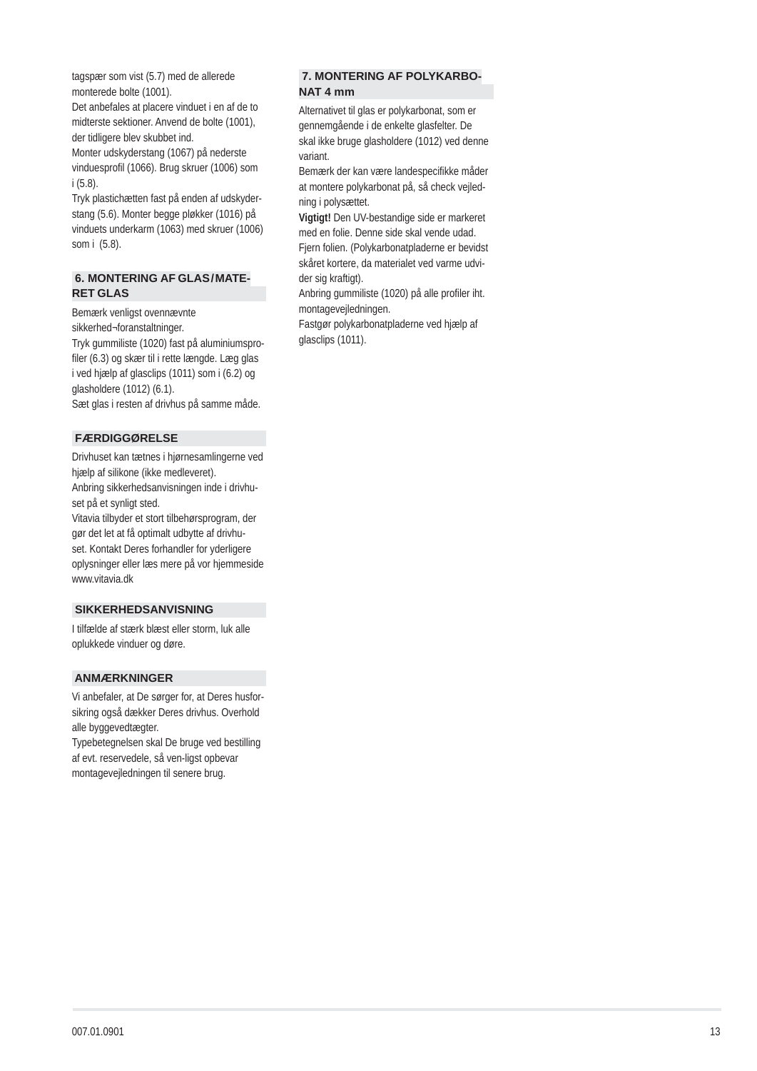tagspær som vist (5.7) med de allerede monterede bolte (1001).
Det anbefales at placere vinduet i en af de to midterste sektioner. Anvend de bolte (1001), der tidligere blev skubbet ind.
Monter udskyderstang (1067) på nederste vinduesprofil (1066). Brug skruer (1006) som i (5.8).
Tryk plastichætten fast på enden af udskyderstang (5.6). Monter begge pløkker (1016) på vinduets underkarm (1063) med skruer (1006) som i (5.8).

## 6. MONTERING AF GLAS / MATERET GLAS

Bemærk venligst ovennævnte sikkerhed¬foranstaltninger.
Tryk gummiliste (1020) fast på aluminiumsprofiler (6.3) og skær til i rette længde. Læg glas i ved hjælp af glasclips (1011) som i (6.2) og glasholdere (1012) (6.1).
Sæt glas i resten af drivhus på samme måde.

## FÆRDIGGØRELSE

Drivhuset kan tætnes i hjørnesamlingerne ved hjælp af silikone (ikke medleveret).
Anbring sikkerhedsanvisningen inde i drivhuset på et synligt sted.
Vitavia tilbyder et stort tilbehørsprogram, der gør det let at få optimalt udbytte af drivhuset. Kontakt Deres forhandler for yderligere oplysninger eller læs mere på vor hjemmeside www.vitavia.dk

## SIKKERHEDSANVISNING

I tilfælde af stærk blæst eller storm, luk alle oplukkede vinduer og døre.

## ANMÆRKNINGER

Vi anbefaler, at De sørger for, at Deres husforsikring også dækker Deres drivhus. Overhold alle byggevedtægter.
Typebetegnelsen skal De bruge ved bestilling af evt. reservedele, så ven-ligst opbevar montagevejledningen til senere brug.

## 7. MONTERING AF POLYKARBONAT 4 mm

Alternativet til glas er polykarbonat, som er gennemgående i de enkelte glasfelter. De skal ikke bruge glasholdere (1012) ved denne variant.
Bemærk der kan være landespecifikke måder at montere polykarbonat på, så check vejledning i polysættet.
**Vigtigt!** Den UV-bestandige side er markeret med en folie. Denne side skal vende udad. Fjern folien. (Polykarbonatpladerne er bevidst skåret kortere, da materialet ved varme udvider sig kraftigt).
Anbring gummiliste (1020) på alle profiler iht. montagevejledningen.
Fastgør polykarbonatpladerne ved hjælp af glasclips (1011).

007.01.0901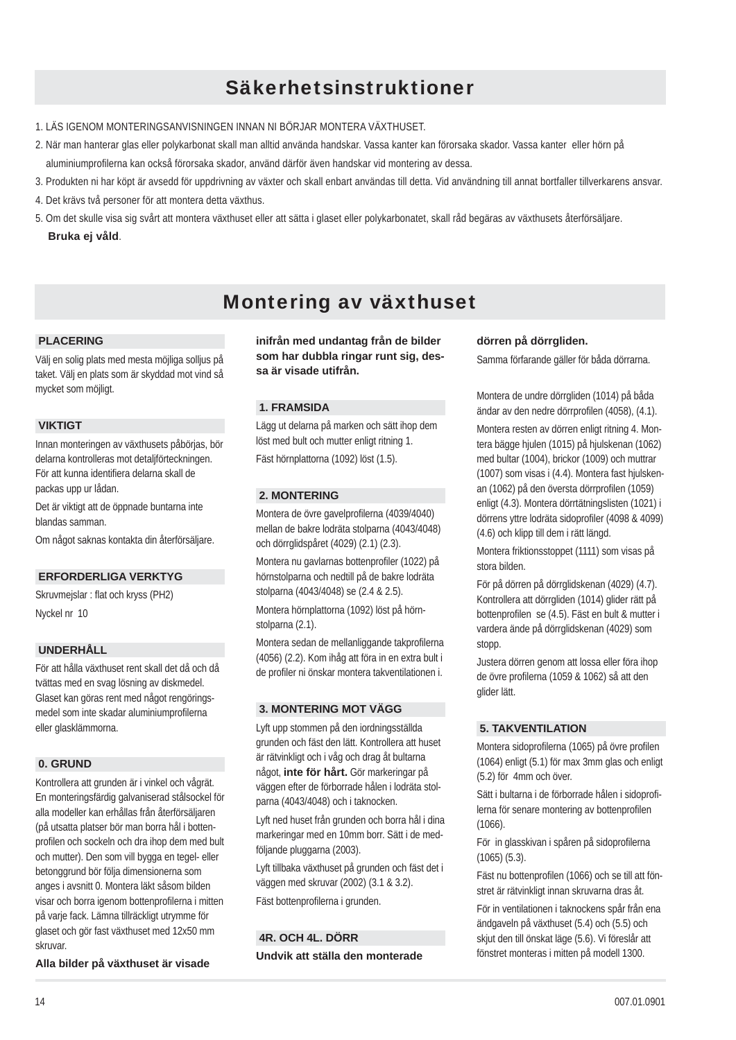# Säkerhetsinstruktioner

1. LÄS IGENOM MONTERINGSANVISNINGEN INNAN NI BÖRJAR MONTERA VÄXTHUSET.
2. När man hanterar glas eller polykarbonat skall man alltid använda handskar. Vassa kanter kan förorsaka skador. Vassa kanter eller hörn på aluminiumprofilerna kan också förorsaka skador, använd därför även handskar vid montering av dessa.
3. Produkten ni har köpt är avsedd för uppdrivning av växter och skall enbart användas till detta. Vid användning till annat bortfaller tillverkarens ansvar.
4. Det krävs två personer för att montera detta växthus.
5. Om det skulle visa sig svårt att montera växthuset eller att sätta i glaset eller polykarbonatet, skall råd begäras av växthusets återförsäljare. **Bruka ej våld**.

# Montering av växthuset

### PLACERING

Välj en solig plats med mesta möjliga solljus på taket. Välj en plats som är skyddad mot vind så mycket som möjligt.

### VIKTIGT

Innan monteringen av växthusets påbörjas, bör delarna kontrolleras mot detaljförteckningen. För att kunna identifiera delarna skall de packas upp ur lådan.

Det är viktigt att de öppnade buntarna inte blandas samman.

Om något saknas kontakta din återförsäljare.

### ERFORDERLIGA VERKTYG

Skruvmejslar : flat och kryss (PH2)

Nyckel nr 10

### UNDERHÅLL

För att hålla växthuset rent skall det då och då tvättas med en svag lösning av diskmedel. Glaset kan göras rent med något rengöringsmedel som inte skadar aluminiumprofilerna eller glasklämmorna.

### 0. GRUND

Kontrollera att grunden är i vinkel och vågrät. En monteringsfärdig galvaniserad stålsockel för alla modeller kan erhållas från återförsäljaren (på utsatta platser bör man borra hål i bottenprofilen och sockeln och dra ihop dem med bult och mutter). Den som vill bygga en tegel- eller betonggrund bör följa dimensionerna som anges i avsnitt 0. Montera läkt såsom bilden visar och borra igenom bottenprofilerna i mitten på varje fack. Lämna tillräckligt utrymme för glaset och gör fast växthuset med 12x50 mm skruvar.

**Alla bilder på växthuset är visade inifrån med undantag från de bilder som har dubbla ringar runt sig, dessa är visade utifrån.**

### 1. FRAMSIDA

Lägg ut delarna på marken och sätt ihop dem löst med bult och mutter enligt ritning 1.

Fäst hörnplattorna (1092) löst (1.5).

### 2. MONTERING

Montera de övre gavelprofilerna (4039/4040) mellan de bakre lodräta stolparna (4043/4048) och dörrglidspåret (4029) (2.1) (2.3).

Montera nu gavlarnas bottenprofiler (1022) på hörnstolparna och nedtill på de bakre lodräta stolparna (4043/4048) se (2.4 & 2.5).

Montera hörnplattorna (1092) löst på hörnstolparna (2.1).

Montera sedan de mellanliggande takprofilerna (4056) (2.2). Kom ihåg att föra in en extra bult i de profiler ni önskar montera takventilationen i.

### 3. MONTERING MOT VÄGG

Lyft upp stommen på den iordningsställda grunden och fäst den lätt. Kontrollera att huset är rätvinkligt och i våg och drag åt bultarna något, **inte för hårt.** Gör markeringar på väggen efter de förborrade hålen i lodräta stolparna (4043/4048) och i taknocken.

Lyft ned huset från grunden och borra hål i dina markeringar med en 10mm borr. Sätt i de medföljande pluggarna (2003).

Lyft tillbaka växthuset på grunden och fäst det i väggen med skruvar (2002) (3.1 & 3.2).

Fäst bottenprofilerna i grunden.

### 4R. OCH 4L. DÖRR

**Undvik att ställa den monterade dörren på dörrgliden.**

Samma förfarande gäller för båda dörrarna.

Montera de undre dörrgliden (1014) på båda ändar av den nedre dörrprofilen (4058), (4.1).

Montera resten av dörren enligt ritning 4. Montera bägge hjulen (1015) på hjulskenan (1062) med bultar (1004), brickor (1009) och muttrar (1007) som visas i (4.4). Montera fast hjulskenan (1062) på den översta dörrprofilen (1059) enligt (4.3). Montera dörrtätningslisten (1021) i dörrens yttre lodräta sidoprofiler (4098 & 4099) (4.6) och klipp till dem i rätt längd.

Montera friktionsstoppet (1111) som visas på stora bilden.

För på dörren på dörrglidskenan (4029) (4.7). Kontrollera att dörrgliden (1014) glider rätt på bottenprofilen se (4.5). Fäst en bult & mutter i vardera ände på dörrglidskenan (4029) som stopp.

Justera dörren genom att lossa eller föra ihop de övre profilerna (1059 & 1062) så att den glider lätt.

### 5. TAKVENTILATION

Montera sidoprofilerna (1065) på övre profilen (1064) enligt (5.1) för max 3mm glas och enligt (5.2) för 4mm och över.

Sätt i bultarna i de förborrade hålen i sidoprofilerna för senare montering av bottenprofilen (1066).

För in glasskivan i spåren på sidoprofilerna (1065) (5.3).

Fäst nu bottenprofilen (1066) och se till att fönstret är rätvinkligt innan skruvarna dras åt.

För in ventilationen i taknockens spår från ena ändgaveln på växthuset (5.4) och (5.5) och skjut den till önskat läge (5.6). Vi föreslår att fönstret monteras i mitten på modell 1300.

007.01.0901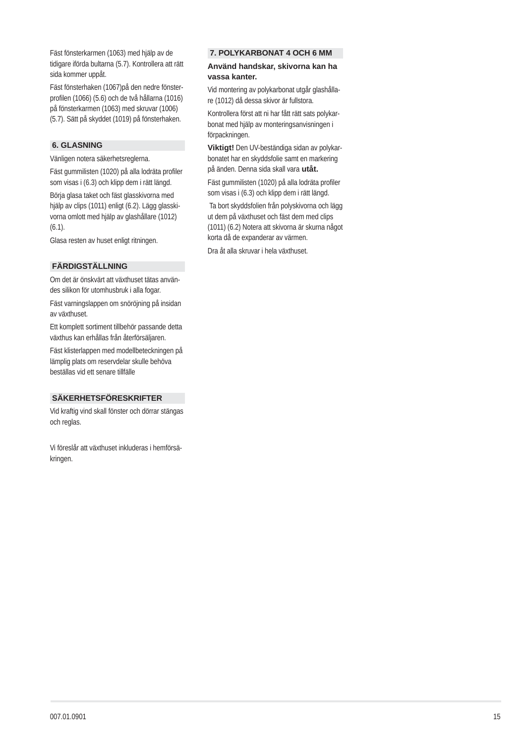Fäst fönsterkarmen (1063) med hjälp av de tidigare iförda bultarna (5.7). Kontrollera att rätt sida kommer uppåt.

Fäst fönsterhaken (1067)på den nedre fönsterprofilen (1066) (5.6) och de två hållarna (1016) på fönsterkarmen (1063) med skruvar (1006) (5.7). Sätt på skyddet (1019) på fönsterhaken.

## 6. GLASNING

Vänligen notera säkerhetsreglerna.

Fäst gummilisten (1020) på alla lodräta profiler som visas i (6.3) och klipp dem i rätt längd.

Börja glasa taket och fäst glasskivorna med hjälp av clips (1011) enligt (6.2). Lägg glasskivorna omlott med hjälp av glashållare (1012) (6.1).

Glasa resten av huset enligt ritningen.

## FÄRDIGSTÄLLNING

Om det är önskvärt att växthuset tätas användes silikon för utomhusbruk i alla fogar.

Fäst varningslappen om snöröjning på insidan av växthuset.

Ett komplett sortiment tillbehör passande detta växthus kan erhållas från återförsäljaren.

Fäst klisterlappen med modellbeteckningen på lämplig plats om reservdelar skulle behöva beställas vid ett senare tillfälle

## SÄKERHETSFÖRESKRIFTER

Vid kraftig vind skall fönster och dörrar stängas och reglas.

Vi föreslår att växthuset inkluderas i hemförsäkringen.

## 7. POLYKARBONAT 4 OCH 6 MM

**Använd handskar, skivorna kan ha vassa kanter.**

Vid montering av polykarbonat utgår glashållare (1012) då dessa skivor är fullstora.

Kontrollera först att ni har fått rätt sats polykarbonat med hjälp av monteringsanvisningen i förpackningen.

**Viktigt!** Den UV-beständiga sidan av polykarbonatet har en skyddsfolie samt en markering på änden. Denna sida skall vara **utåt.**

Fäst gummilisten (1020) på alla lodräta profiler som visas i (6.3) och klipp dem i rätt längd.

Ta bort skyddsfolien från polyskivorna och lägg ut dem på växthuset och fäst dem med clips (1011) (6.2) Notera att skivorna är skurna något korta då de expanderar av värmen.

Dra åt alla skruvar i hela växthuset.

007.01.0901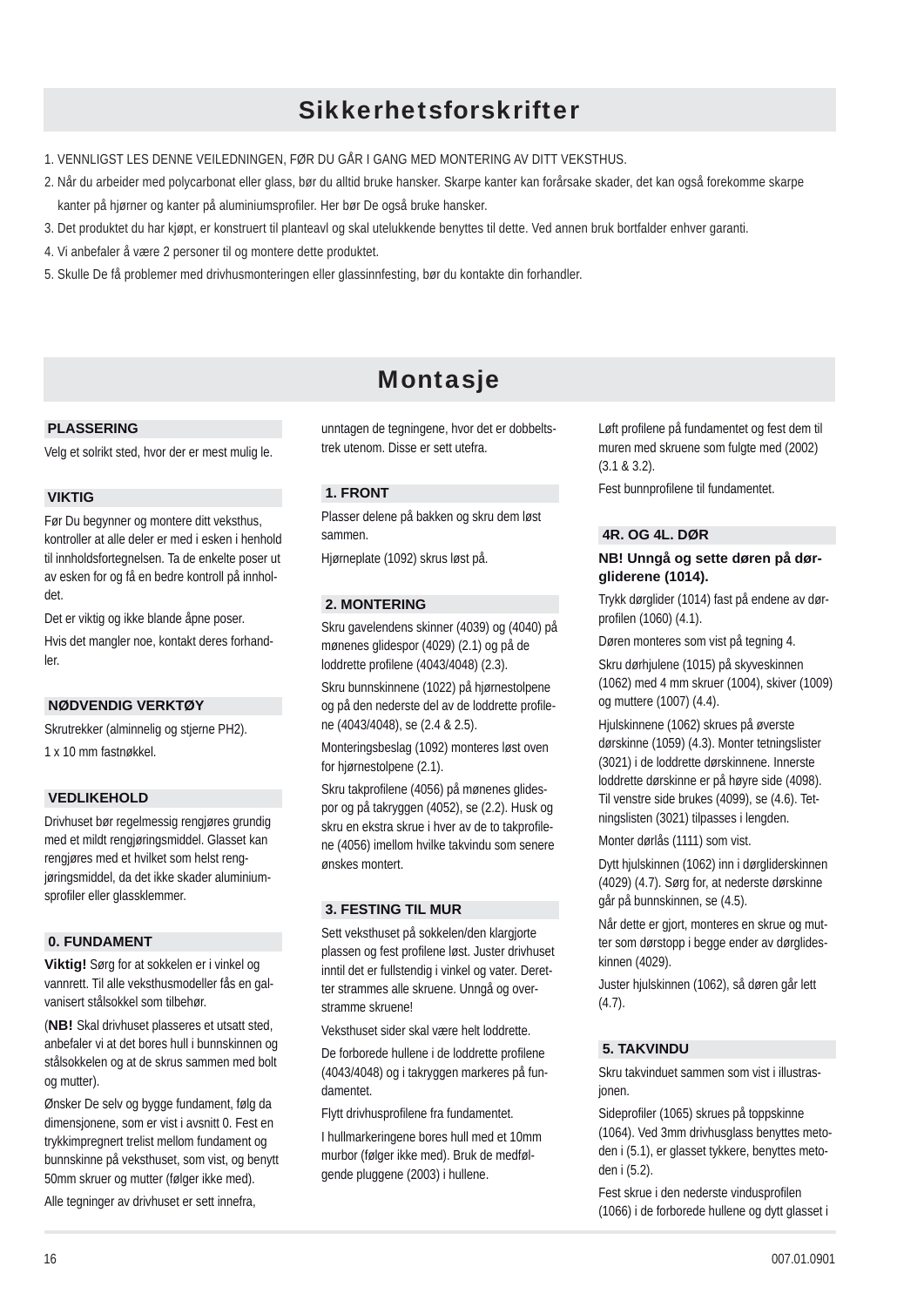# Sikkerhetsforskrifter

1. VENNLIGST LES DENNE VEILEDNINGEN, FØR DU GÅR I GANG MED MONTERING AV DITT VEKSTHUS.
2. Når du arbeider med polycarbonat eller glass, bør du alltid bruke hansker. Skarpe kanter kan forårsake skader, det kan også forekomme skarpe kanter på hjørner og kanter på aluminiumsprofiler. Her bør De også bruke hansker.
3. Det produktet du har kjøpt, er konstruert til planteavl og skal utelukkende benyttes til dette. Ved annen bruk bortfalder enhver garanti.
4. Vi anbefaler å være 2 personer til og montere dette produktet.
5. Skulle De få problemer med drivhusmonteringen eller glassinnfesting, bør du kontakte din forhandler.

# Montasje

## PLASSERING

Velg et solrikt sted, hvor der er mest mulig le.

## VIKTIG

Før Du begynner og montere ditt veksthus, kontroller at alle deler er med i esken i henhold til innholdsfortegnelsen. Ta de enkelte poser ut av esken for og få en bedre kontroll på innholdet.

Det er viktig og ikke blande åpne poser.

Hvis det mangler noe, kontakt deres forhandler.

## NØDVENDIG VERKTØY

Skrutrekker (alminnelig og stjerne PH2).

1 x 10 mm fastnøkkel.

## VEDLIKEHOLD

Drivhuset bør regelmessig rengjøres grundig med et mildt rengjøringsmiddel. Glasset kan rengjøres med et hvilket som helst rengjøringsmiddel, da det ikke skader aluminiumsprofiler eller glassklemmer.

## 0. FUNDAMENT

**Viktig!** Sørg for at sokkelen er i vinkel og vannrett. Til alle veksthusmodeller fås en galvanisert stålsokkel som tilbehør.

(**NB!** Skal drivhuset plasseres et utsatt sted, anbefaler vi at det bores hull i bunnskinnen og stålsokkelen og at de skrus sammen med bolt og mutter).

Ønsker De selv og bygge fundament, følg da dimensjonene, som er vist i avsnitt 0. Fest en trykkimpregnert trelist mellom fundament og bunnskinne på veksthuset, som vist, og benytt 50mm skruer og mutter (følger ikke med).

Alle tegninger av drivhuset er sett innefra, unntagen de tegningene, hvor det er dobbeltstrek utenom. Disse er sett utefra.

## 1. FRONT

Plasser delene på bakken og skru dem løst sammen.

Hjørneplate (1092) skrus løst på.

## 2. MONTERING

Skru gavelendens skinner (4039) og (4040) på mønenes glidespor (4029) (2.1) og på de loddrette profilene (4043/4048) (2.3).

Skru bunnskinnene (1022) på hjørnestolpene og på den nederste del av de loddrette profilene (4043/4048), se (2.4 & 2.5).

Monteringsbeslag (1092) monteres løst oven for hjørnestolpene (2.1).

Skru takprofilene (4056) på mønenes glidespor og på takryggen (4052), se (2.2). Husk og skru en ekstra skrue i hver av de to takprofilene (4056) imellom hvilke takvindu som senere ønskes montert.

## 3. FESTING TIL MUR

Sett veksthuset på sokkelen/den klargjorte plassen og fest profilene løst. Juster drivhuset inntil det er fullstendig i vinkel og vater. Deretter strammes alle skruene. Unngå og overstramme skruene!

Veksthuset sider skal være helt loddrette.

De forborede hullene i de loddrette profilene (4043/4048) og i takryggen markeres på fundamentet.

Flytt drivhusprofilene fra fundamentet.

I hullmarkeringene bores hull med et 10mm murbor (følger ikke med). Bruk de medfølgende pluggene (2003) i hullene.

Løft profilene på fundamentet og fest dem til muren med skruene som fulgte med (2002) (3.1 & 3.2).

Fest bunnprofilene til fundamentet.

## 4R. OG 4L. DØR

**NB! Unngå og sette døren på dørgliderene (1014).**

Trykk dørglider (1014) fast på endene av dørprofilen (1060) (4.1).

Døren monteres som vist på tegning 4.

Skru dørhjulene (1015) på skyveskinnen (1062) med 4 mm skruer (1004), skiver (1009) og muttere (1007) (4.4).

Hjulskinnene (1062) skrues på øverste dørskinne (1059) (4.3). Monter tetningslister (3021) i de loddrette dørskinnene. Innerste loddrette dørskinne er på høyre side (4098). Til venstre side brukes (4099), se (4.6). Tetningslisten (3021) tilpasses i lengden.

Monter dørlås (1111) som vist.

Dytt hjulskinnen (1062) inn i dørgliderskinnen (4029) (4.7). Sørg for, at nederste dørskinne går på bunnskinnen, se (4.5).

Når dette er gjort, monteres en skrue og mutter som dørstopp i begge ender av dørglideskinnen (4029).

Juster hjulskinnen (1062), så døren går lett (4.7).

## 5. TAKVINDU

Skru takvinduet sammen som vist i illustrasjonen.

Sideprofiler (1065) skrues på toppskinne (1064). Ved 3mm drivhusglass benyttes metoden i (5.1), er glasset tykkere, benyttes metoden i (5.2).

Fest skrue i den nederste vindusprofilen (1066) i de forborede hullene og dytt glasset i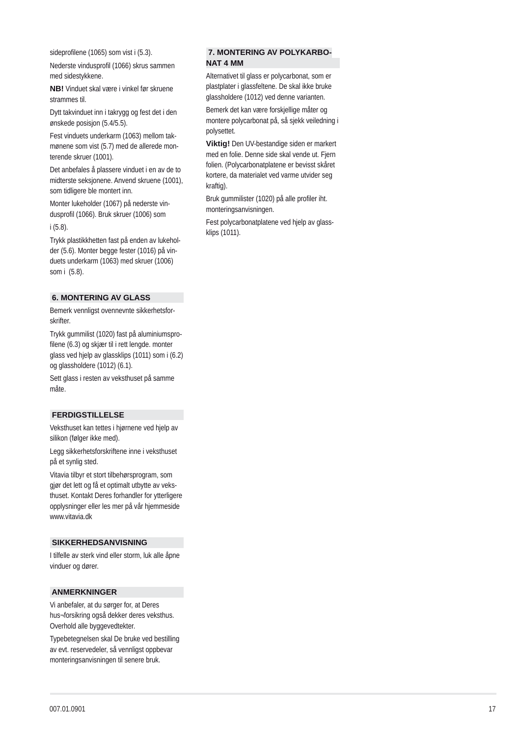sideprofilene (1065) som vist i (5.3).

Nederste vindusprofil (1066) skrus sammen med sidestykkene.

**NB!** Vinduet skal være i vinkel før skruene strammes til.

Dytt takvinduet inn i takrygg og fest det i den ønskede posisjon (5.4/5.5).

Fest vinduets underkarm (1063) mellom tak-mønene som vist (5.7) med de allerede mon-terende skruer (1001).

Det anbefales å plassere vinduet i en av de to midterste seksjonene. Anvend skruene (1001), som tidligere ble montert inn.

Monter lukeholder (1067) på nederste vin-dusprofil (1066). Bruk skruer (1006) som

i (5.8).

Trykk plastikkhetten fast på enden av lukehol-der (5.6). Monter begge fester (1016) på vin-duets underkarm (1063) med skruer (1006) som i (5.8).

## 6. MONTERING AV GLASS

Bemerk vennligst ovennevnte sikkerhetsfor-skrifter.

Trykk gummilist (1020) fast på aluminiumspro-filene (6.3) og skjær til i rett lengde. monter glass ved hjelp av glassklips (1011) som i (6.2) og glassholdere (1012) (6.1).

Sett glass i resten av veksthuset på samme måte.

## FERDIGSTILLELSE

Veksthuset kan tettes i hjørnene ved hjelp av silikon (følger ikke med).

Legg sikkerhetsforskriftene inne i veksthuset på et synlig sted.

Vitavia tilbyr et stort tilbehørsprogram, som gjør det lett og få et optimalt utbytte av veks-thuset. Kontakt Deres forhandler for ytterligere opplysninger eller les mer på vår hjemmeside www.vitavia.dk

## SIKKERHEDSANVISNING

I tilfelle av sterk vind eller storm, luk alle åpne vinduer og dører.

## ANMERKNINGER

Vi anbefaler, at du sørger for, at Deres hus¬forsikring også dekker deres veksthus. Overhold alle byggevedtekter.

Typebetegnelsen skal De bruke ved bestilling av evt. reservedeler, så vennligst oppbevar monteringsanvisningen til senere bruk.

## 7. MONTERING AV POLYKARBO-NAT 4 MM

Alternativet til glass er polycarbonat, som er plastplater i glassfeltene. De skal ikke bruke glassholdere (1012) ved denne varianten.

Bemerk det kan være forskjellige måter og montere polycarbonat på, så sjekk veiledning i polysettet.

**Viktig!** Den UV-bestandige siden er markert med en folie. Denne side skal vende ut. Fjern folien. (Polycarbonatplatene er bevisst skåret kortere, da materialet ved varme utvider seg kraftig).

Bruk gummilister (1020) på alle profiler iht. monteringsanvisningen.

Fest polycarbonatplatene ved hjelp av glass-klips (1011).

007.01.0901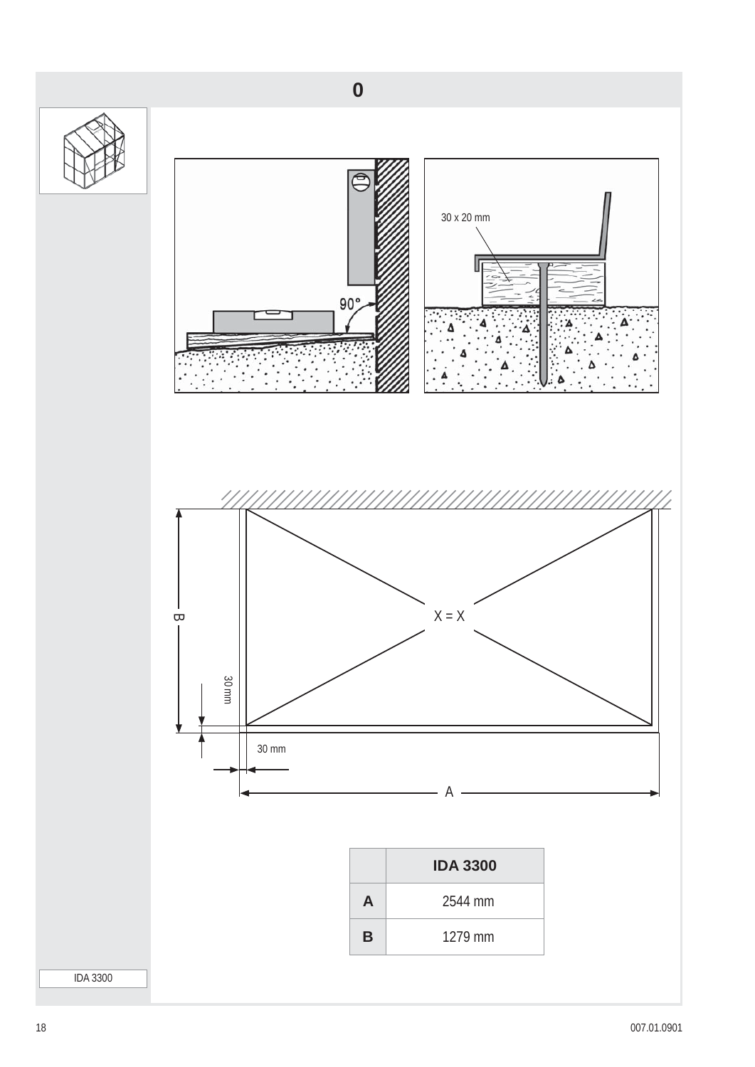# 0

30 x 20 mm

90°

X = X

B

30 mm

30 mm

A

| | IDA 3300 |
|---|---|
| **A** | 2544 mm |
| **B** | 1279 mm |

IDA 3300

007.01.0901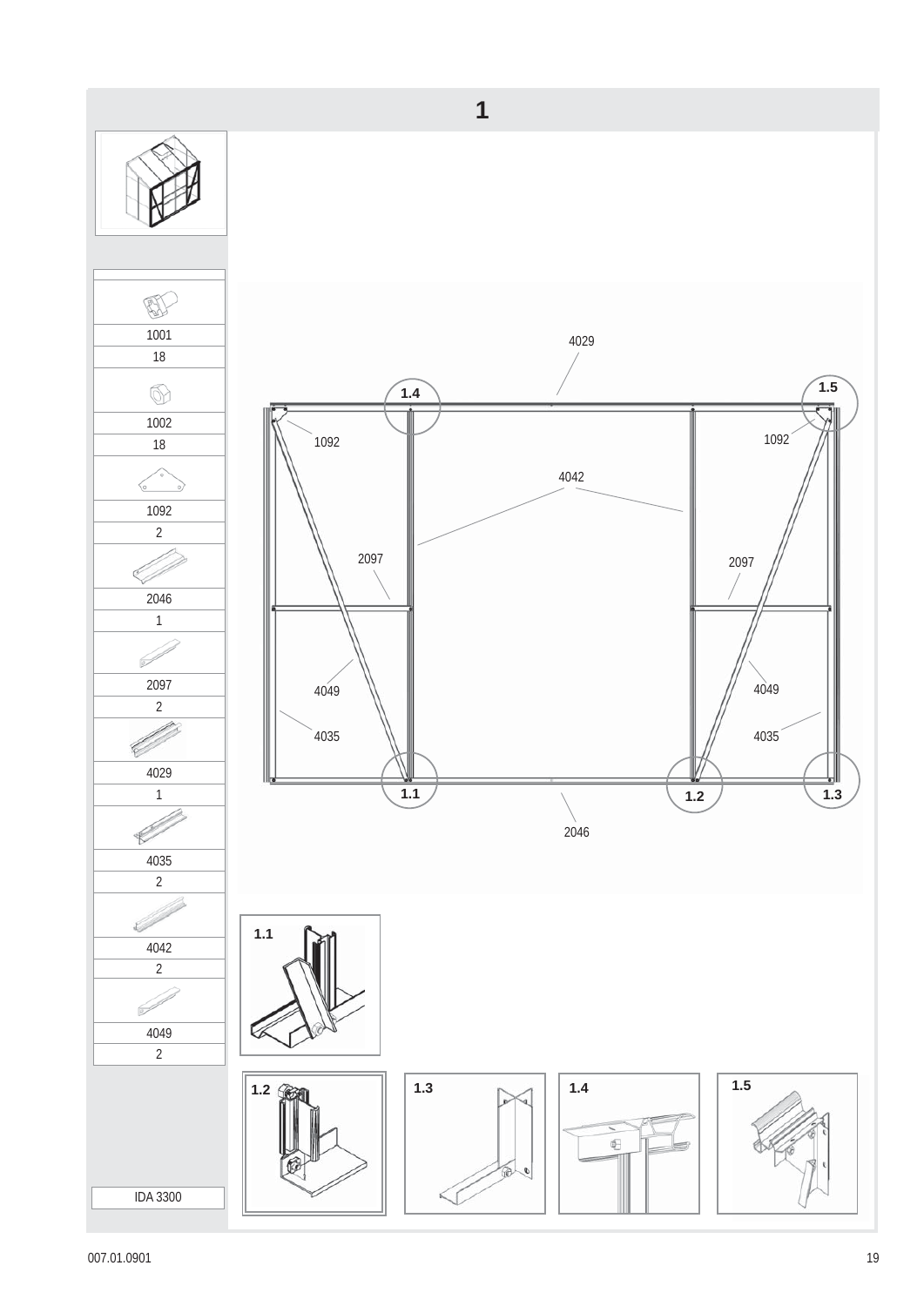# 1

| Part | Qty |
|---|---|
| 1001 | 18 |
| 1002 | 18 |
| 1092 | 2 |
| 2046 | 1 |
| 2097 | 2 |
| 4029 | 1 |
| 4035 | 2 |
| 4042 | 2 |
| 4049 | 2 |

IDA 3300

4029

1.4 1.5

1092 1092

4042

2097 2097

4049 4049

4035 4035

1.1 1.2 1.3

2046

1.1

1.2 1.3 1.4 1.5

007.01.0901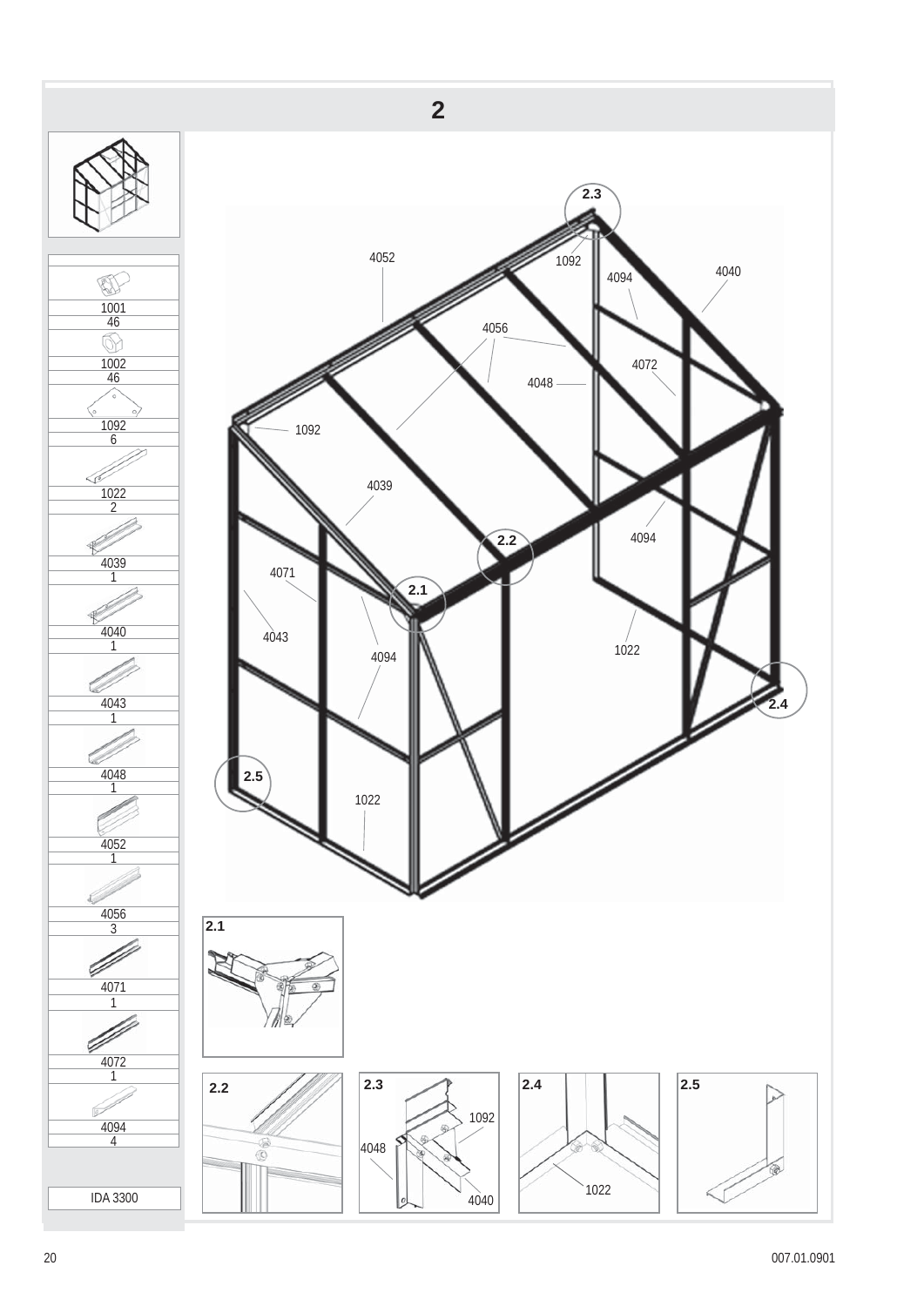# 2

| Part | Qty |
|---|---|
| 1001 | 46 |
| 1002 | 46 |
| 1092 | 6 |
| 1022 | 2 |
| 4039 | 1 |
| 4040 | 1 |
| 4043 | 1 |
| 4048 | 1 |
| 4052 | 1 |
| 4056 | 3 |
| 4071 | 1 |
| 4072 | 1 |
| 4094 | 4 |

IDA 3300

4052 1092 4094 4040 4056 4072 4048 1092 4039 2.3 2.2 4094 4071 2.1 4043 4094 1022 2.4 2.5 1022

2.1

2.2

2.3 1092 4048 4040

2.4 1022

2.5

007.01.0901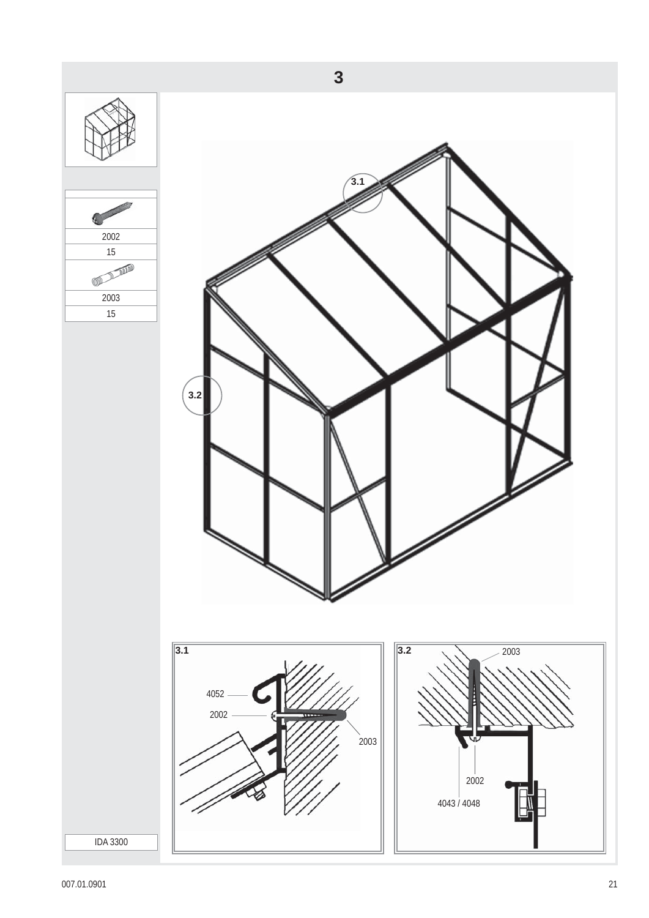# 3

| |
|---|
| 2002 |
| 15 |
| |
| 2003 |
| 15 |

3.1

3.2

**3.1**

4052

2002

2003

**3.2**

2003

2002

4043 / 4048

IDA 3300

007.01.0901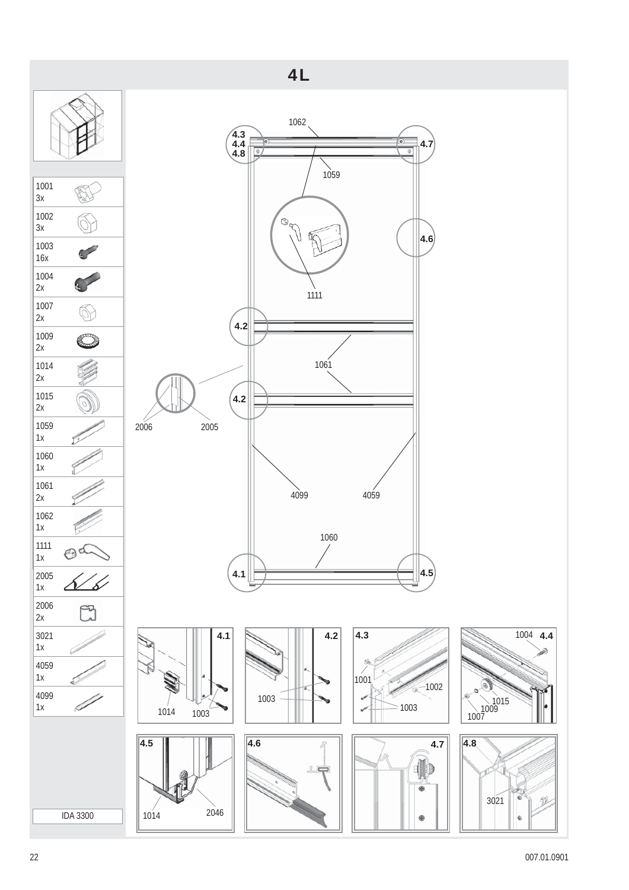# 4L

| Part | Qty |
|---|---|
| 1001 | 3x |
| 1002 | 3x |
| 1003 | 16x |
| 1004 | 2x |
| 1007 | 2x |
| 1009 | 2x |
| 1014 | 2x |
| 1015 | 2x |
| 1059 | 1x |
| 1060 | 1x |
| 1061 | 2x |
| 1062 | 1x |
| 1111 | 1x |
| 2005 | 1x |
| 2006 | 2x |
| 3021 | 1x |
| 4059 | 1x |
| 4099 | 1x |

IDA 3300

1062
4.3
4.4
4.8
4.7
1059
4.6
1111
4.2
1061
4.2
2006
2005
4099
4059
1060
4.1
4.5

4.1 — 1014, 1003

4.2 — 1003

4.3 — 1001, 1002, 1003

4.4 — 1004, 1015, 1009, 1007

4.5 — 1014, 2046

4.6

4.7

4.8 — 3021

007.01.0901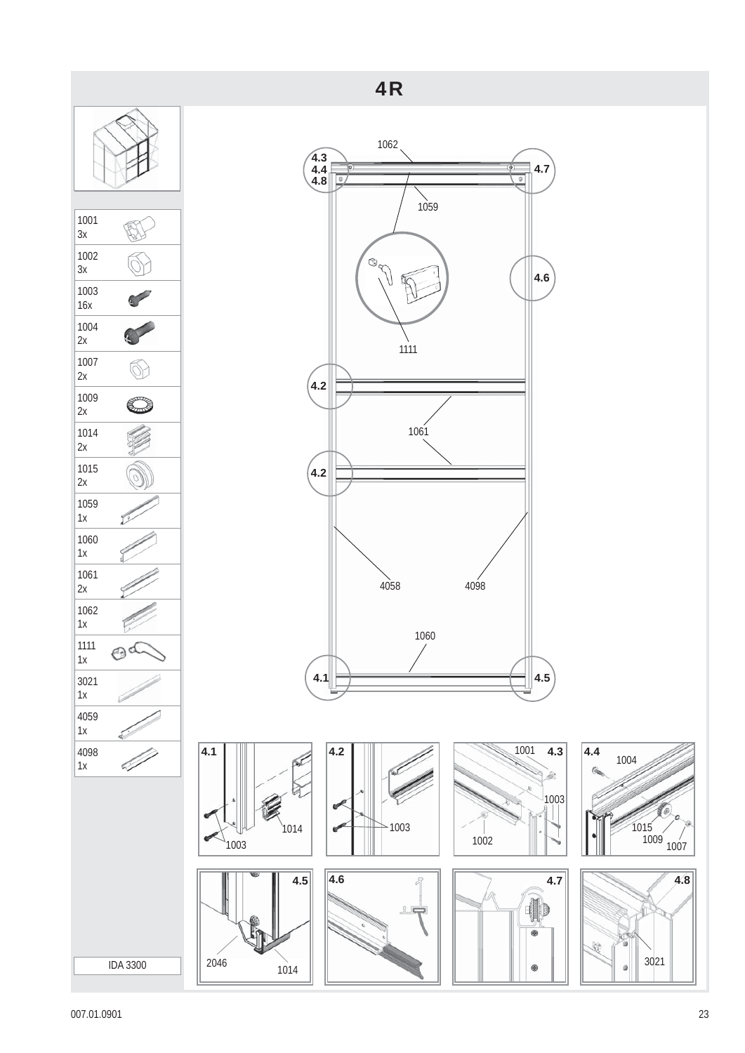# 4R

| Part | Qty |
|---|---|
| 1001 | 3x |
| 1002 | 3x |
| 1003 | 16x |
| 1004 | 2x |
| 1007 | 2x |
| 1009 | 2x |
| 1014 | 2x |
| 1015 | 2x |
| 1059 | 1x |
| 1060 | 1x |
| 1061 | 2x |
| 1062 | 1x |
| 1111 | 1x |
| 3021 | 1x |
| 4059 | 1x |
| 4098 | 1x |

IDA 3300

007.01.0901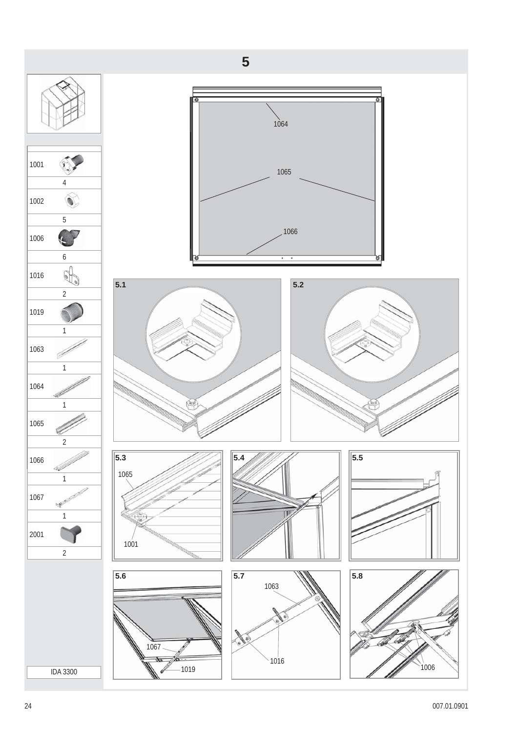# 5

| Part | Qty |
|---|---|
| 1001 | 4 |
| 1002 | 5 |
| 1006 | 6 |
| 1016 | 2 |
| 1019 | 1 |
| 1063 | 1 |
| 1064 | 1 |
| 1065 | 2 |
| 1066 | 1 |
| 1067 | 1 |
| 2001 | 2 |

IDA 3300

1064

1065

1066

5.1

5.2

5.3

1065

1001

5.4

5.5

5.6

1067

1019

5.7

1063

1016

5.8

1006

007.01.0901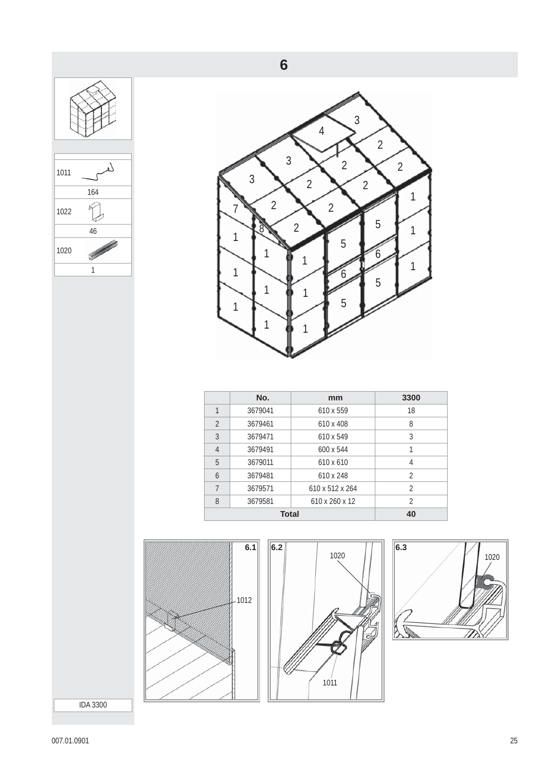# 6

| | |
|---|---|
| 1011 | 164 |
| 1022 | 46 |
| 1020 | 1 |

| | No. | mm | 3300 |
|---|---|---|---|
| 1 | 3679041 | 610 x 559 | 18 |
| 2 | 3679461 | 610 x 408 | 8 |
| 3 | 3679471 | 610 x 549 | 3 |
| 4 | 3679491 | 600 x 544 | 1 |
| 5 | 3679011 | 610 x 610 | 4 |
| 6 | 3679481 | 610 x 248 | 2 |
| 7 | 3679571 | 610 x 512 x 264 | 2 |
| 8 | 3679581 | 610 x 260 x 12 | 2 |
| **Total** | | | **40** |

6.1 — 1012

6.2 — 1020, 1011

6.3 — 1020

IDA 3300

007.01.0901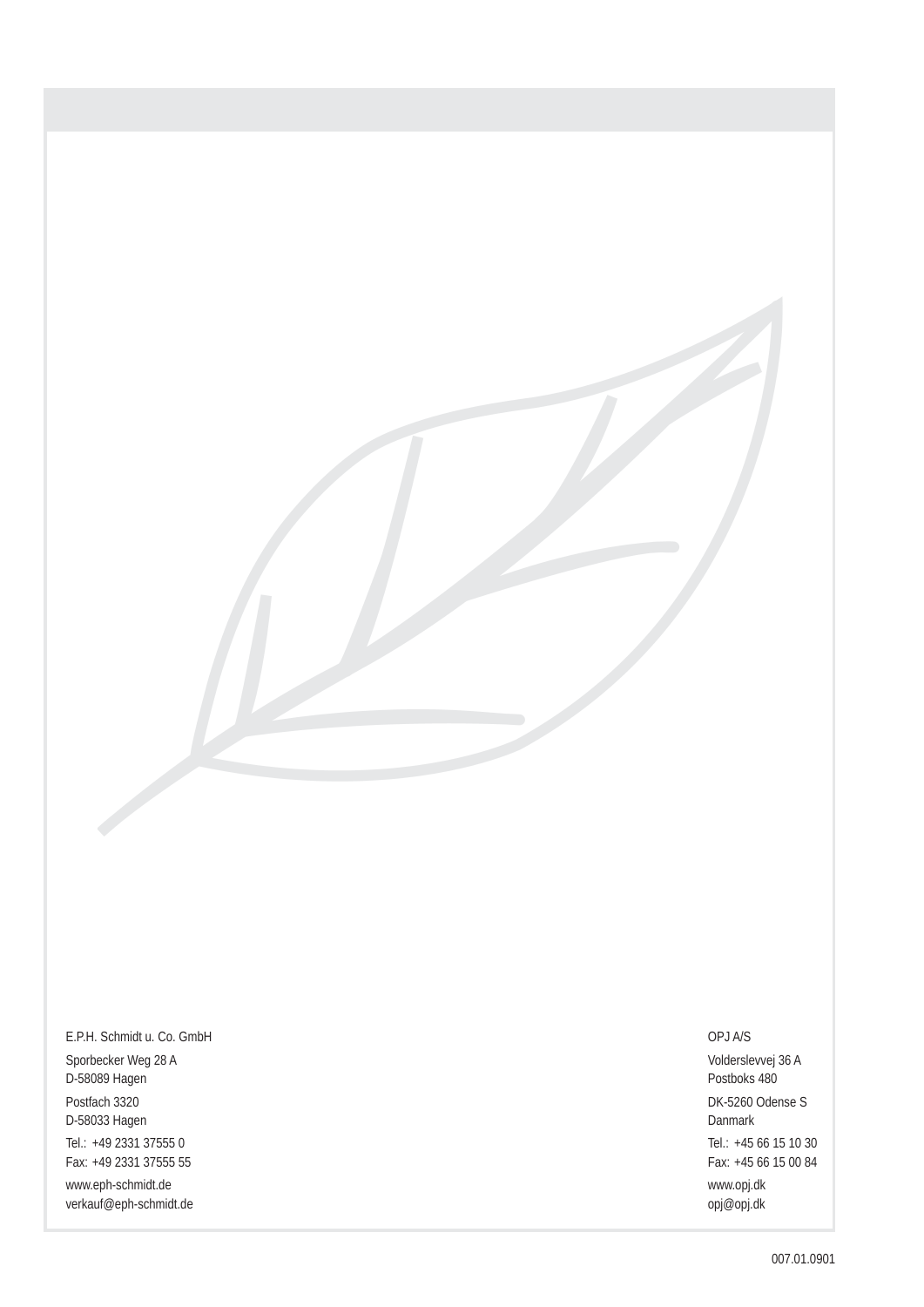E.P.H. Schmidt u. Co. GmbH

Sporbecker Weg 28 A
D-58089 Hagen

Postfach 3320
D-58033 Hagen

Tel.: +49 2331 37555 0
Fax: +49 2331 37555 55

www.eph-schmidt.de
verkauf@eph-schmidt.de

OPJ A/S

Volderslevvej 36 A
Postboks 480

DK-5260 Odense S
Danmark

Tel.: +45 66 15 10 30
Fax: +45 66 15 00 84

www.opj.dk
opj@opj.dk

007.01.0901